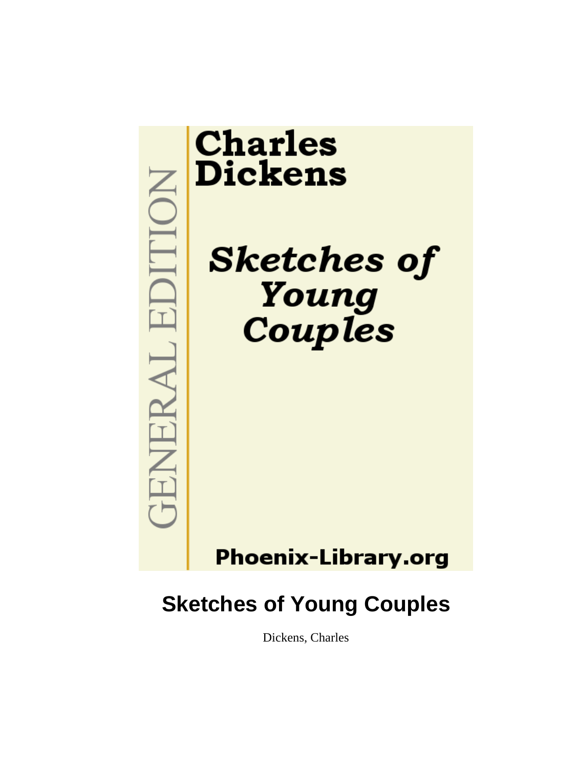GENERAL EDITION

Charles Dickens

*Sketches of Young Couples*

Phoenix-Library.org

# Sketches of Young Couples

Dickens, Charles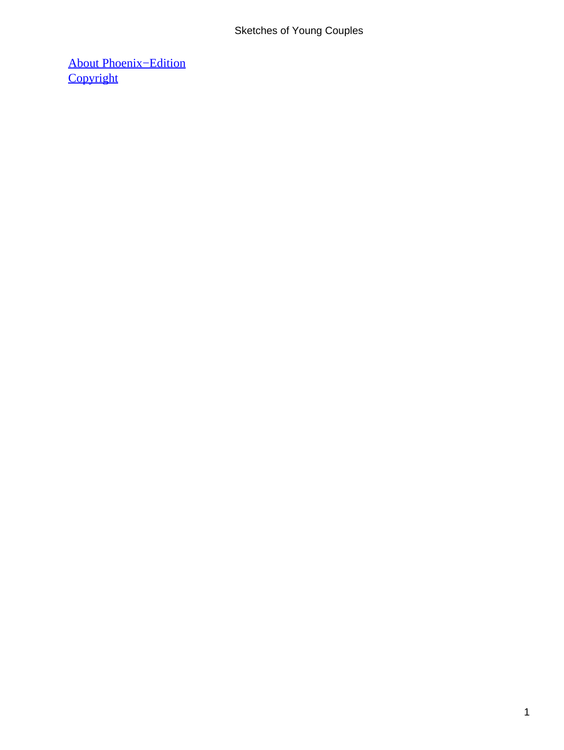About Phoenix−Edition
Copyright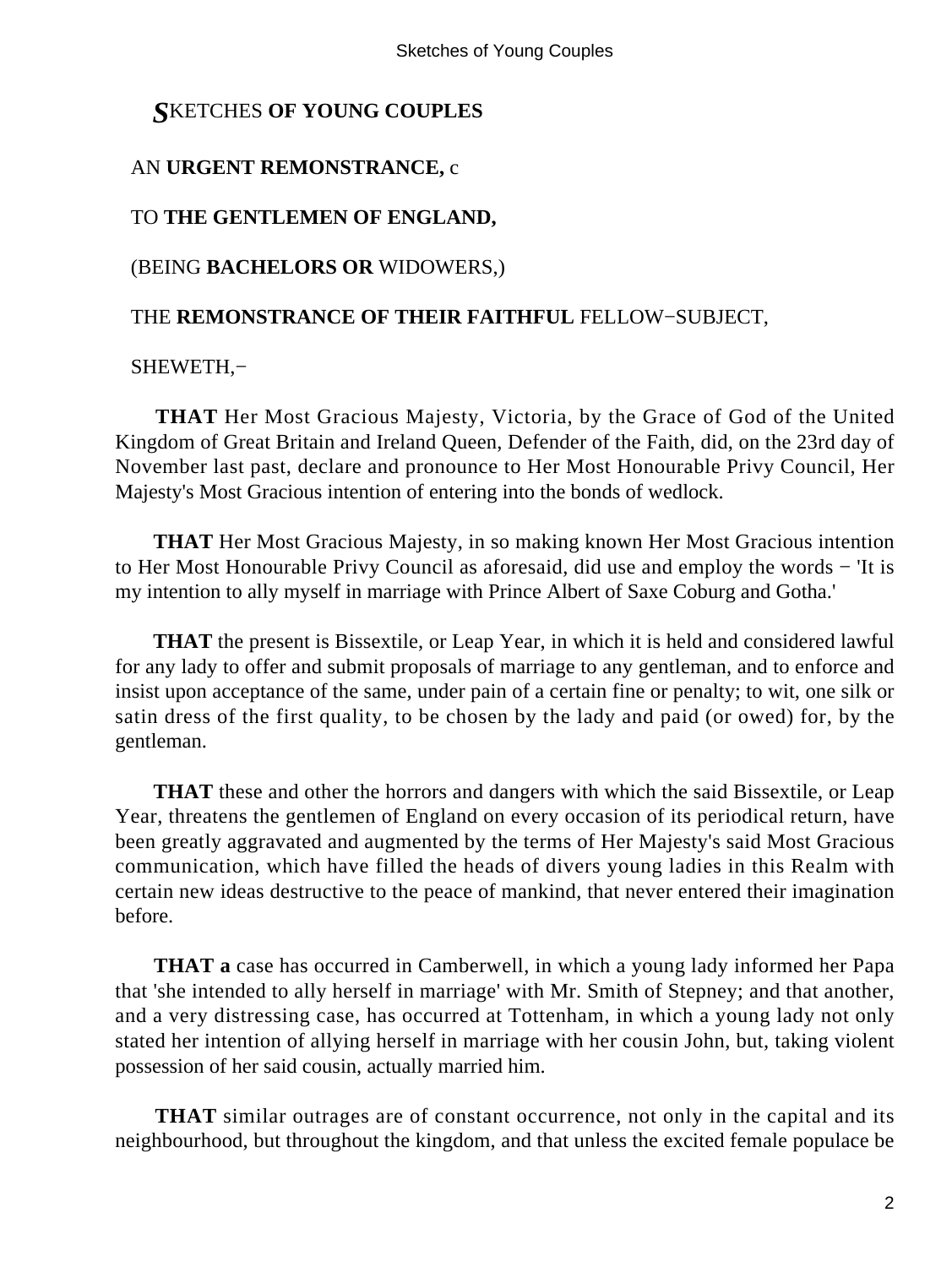# SKETCHES OF YOUNG COUPLES

AN **URGENT REMONSTRANCE,** c

TO **THE GENTLEMEN OF ENGLAND,**

(BEING **BACHELORS OR** WIDOWERS,)

THE **REMONSTRANCE OF THEIR FAITHFUL** FELLOW−SUBJECT,

SHEWETH,−

**THAT** Her Most Gracious Majesty, Victoria, by the Grace of God of the United Kingdom of Great Britain and Ireland Queen, Defender of the Faith, did, on the 23rd day of November last past, declare and pronounce to Her Most Honourable Privy Council, Her Majesty's Most Gracious intention of entering into the bonds of wedlock.

**THAT** Her Most Gracious Majesty, in so making known Her Most Gracious intention to Her Most Honourable Privy Council as aforesaid, did use and employ the words − 'It is my intention to ally myself in marriage with Prince Albert of Saxe Coburg and Gotha.'

**THAT** the present is Bissextile, or Leap Year, in which it is held and considered lawful for any lady to offer and submit proposals of marriage to any gentleman, and to enforce and insist upon acceptance of the same, under pain of a certain fine or penalty; to wit, one silk or satin dress of the first quality, to be chosen by the lady and paid (or owed) for, by the gentleman.

**THAT** these and other the horrors and dangers with which the said Bissextile, or Leap Year, threatens the gentlemen of England on every occasion of its periodical return, have been greatly aggravated and augmented by the terms of Her Majesty's said Most Gracious communication, which have filled the heads of divers young ladies in this Realm with certain new ideas destructive to the peace of mankind, that never entered their imagination before.

**THAT a** case has occurred in Camberwell, in which a young lady informed her Papa that 'she intended to ally herself in marriage' with Mr. Smith of Stepney; and that another, and a very distressing case, has occurred at Tottenham, in which a young lady not only stated her intention of allying herself in marriage with her cousin John, but, taking violent possession of her said cousin, actually married him.

**THAT** similar outrages are of constant occurrence, not only in the capital and its neighbourhood, but throughout the kingdom, and that unless the excited female populace be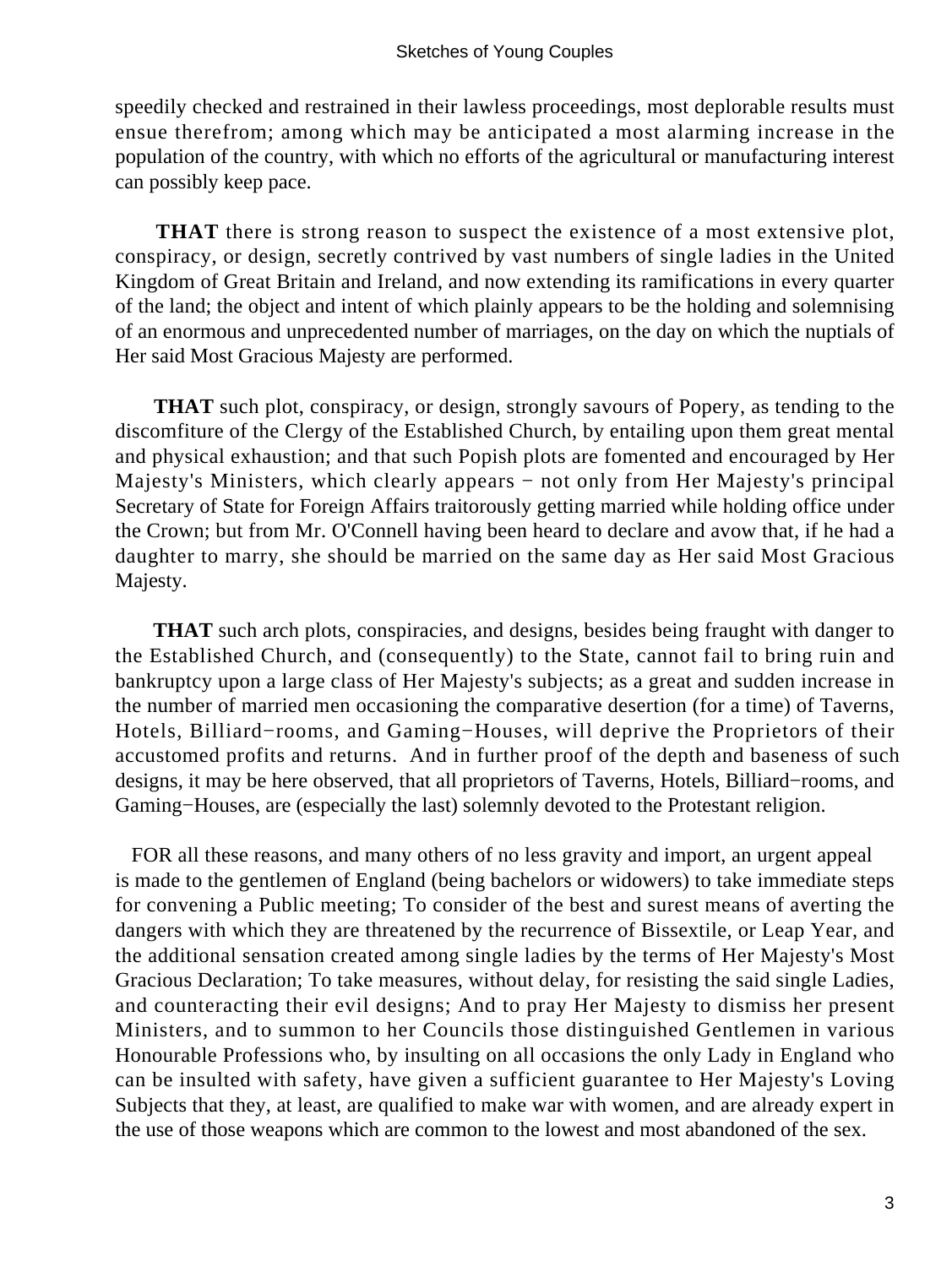speedily checked and restrained in their lawless proceedings, most deplorable results must ensue therefrom; among which may be anticipated a most alarming increase in the population of the country, with which no efforts of the agricultural or manufacturing interest can possibly keep pace.

**THAT** there is strong reason to suspect the existence of a most extensive plot, conspiracy, or design, secretly contrived by vast numbers of single ladies in the United Kingdom of Great Britain and Ireland, and now extending its ramifications in every quarter of the land; the object and intent of which plainly appears to be the holding and solemnising of an enormous and unprecedented number of marriages, on the day on which the nuptials of Her said Most Gracious Majesty are performed.

**THAT** such plot, conspiracy, or design, strongly savours of Popery, as tending to the discomfiture of the Clergy of the Established Church, by entailing upon them great mental and physical exhaustion; and that such Popish plots are fomented and encouraged by Her Majesty's Ministers, which clearly appears − not only from Her Majesty's principal Secretary of State for Foreign Affairs traitorously getting married while holding office under the Crown; but from Mr. O'Connell having been heard to declare and avow that, if he had a daughter to marry, she should be married on the same day as Her said Most Gracious Majesty.

**THAT** such arch plots, conspiracies, and designs, besides being fraught with danger to the Established Church, and (consequently) to the State, cannot fail to bring ruin and bankruptcy upon a large class of Her Majesty's subjects; as a great and sudden increase in the number of married men occasioning the comparative desertion (for a time) of Taverns, Hotels, Billiard−rooms, and Gaming−Houses, will deprive the Proprietors of their accustomed profits and returns. And in further proof of the depth and baseness of such designs, it may be here observed, that all proprietors of Taverns, Hotels, Billiard−rooms, and Gaming−Houses, are (especially the last) solemnly devoted to the Protestant religion.

FOR all these reasons, and many others of no less gravity and import, an urgent appeal is made to the gentlemen of England (being bachelors or widowers) to take immediate steps for convening a Public meeting; To consider of the best and surest means of averting the dangers with which they are threatened by the recurrence of Bissextile, or Leap Year, and the additional sensation created among single ladies by the terms of Her Majesty's Most Gracious Declaration; To take measures, without delay, for resisting the said single Ladies, and counteracting their evil designs; And to pray Her Majesty to dismiss her present Ministers, and to summon to her Councils those distinguished Gentlemen in various Honourable Professions who, by insulting on all occasions the only Lady in England who can be insulted with safety, have given a sufficient guarantee to Her Majesty's Loving Subjects that they, at least, are qualified to make war with women, and are already expert in the use of those weapons which are common to the lowest and most abandoned of the sex.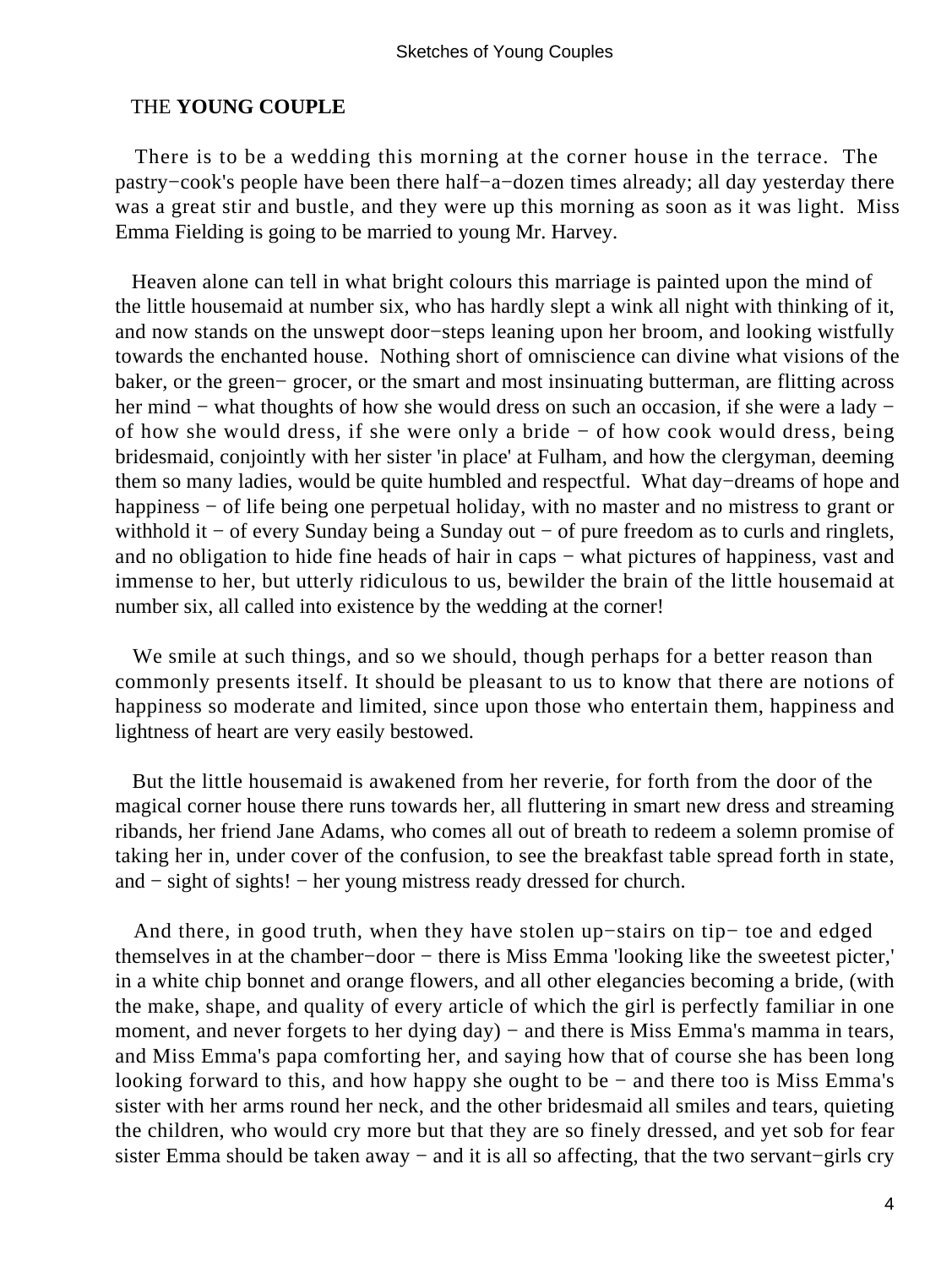## THE **YOUNG COUPLE**

There is to be a wedding this morning at the corner house in the terrace. The pastry−cook's people have been there half−a−dozen times already; all day yesterday there was a great stir and bustle, and they were up this morning as soon as it was light. Miss Emma Fielding is going to be married to young Mr. Harvey.

Heaven alone can tell in what bright colours this marriage is painted upon the mind of the little housemaid at number six, who has hardly slept a wink all night with thinking of it, and now stands on the unswept door−steps leaning upon her broom, and looking wistfully towards the enchanted house. Nothing short of omniscience can divine what visions of the baker, or the green− grocer, or the smart and most insinuating butterman, are flitting across her mind − what thoughts of how she would dress on such an occasion, if she were a lady − of how she would dress, if she were only a bride − of how cook would dress, being bridesmaid, conjointly with her sister 'in place' at Fulham, and how the clergyman, deeming them so many ladies, would be quite humbled and respectful. What day−dreams of hope and happiness − of life being one perpetual holiday, with no master and no mistress to grant or withhold it − of every Sunday being a Sunday out − of pure freedom as to curls and ringlets, and no obligation to hide fine heads of hair in caps − what pictures of happiness, vast and immense to her, but utterly ridiculous to us, bewilder the brain of the little housemaid at number six, all called into existence by the wedding at the corner!

We smile at such things, and so we should, though perhaps for a better reason than commonly presents itself. It should be pleasant to us to know that there are notions of happiness so moderate and limited, since upon those who entertain them, happiness and lightness of heart are very easily bestowed.

But the little housemaid is awakened from her reverie, for forth from the door of the magical corner house there runs towards her, all fluttering in smart new dress and streaming ribands, her friend Jane Adams, who comes all out of breath to redeem a solemn promise of taking her in, under cover of the confusion, to see the breakfast table spread forth in state, and − sight of sights! − her young mistress ready dressed for church.

And there, in good truth, when they have stolen up−stairs on tip− toe and edged themselves in at the chamber−door − there is Miss Emma 'looking like the sweetest picter,' in a white chip bonnet and orange flowers, and all other elegancies becoming a bride, (with the make, shape, and quality of every article of which the girl is perfectly familiar in one moment, and never forgets to her dying day) − and there is Miss Emma's mamma in tears, and Miss Emma's papa comforting her, and saying how that of course she has been long looking forward to this, and how happy she ought to be − and there too is Miss Emma's sister with her arms round her neck, and the other bridesmaid all smiles and tears, quieting the children, who would cry more but that they are so finely dressed, and yet sob for fear sister Emma should be taken away − and it is all so affecting, that the two servant−girls cry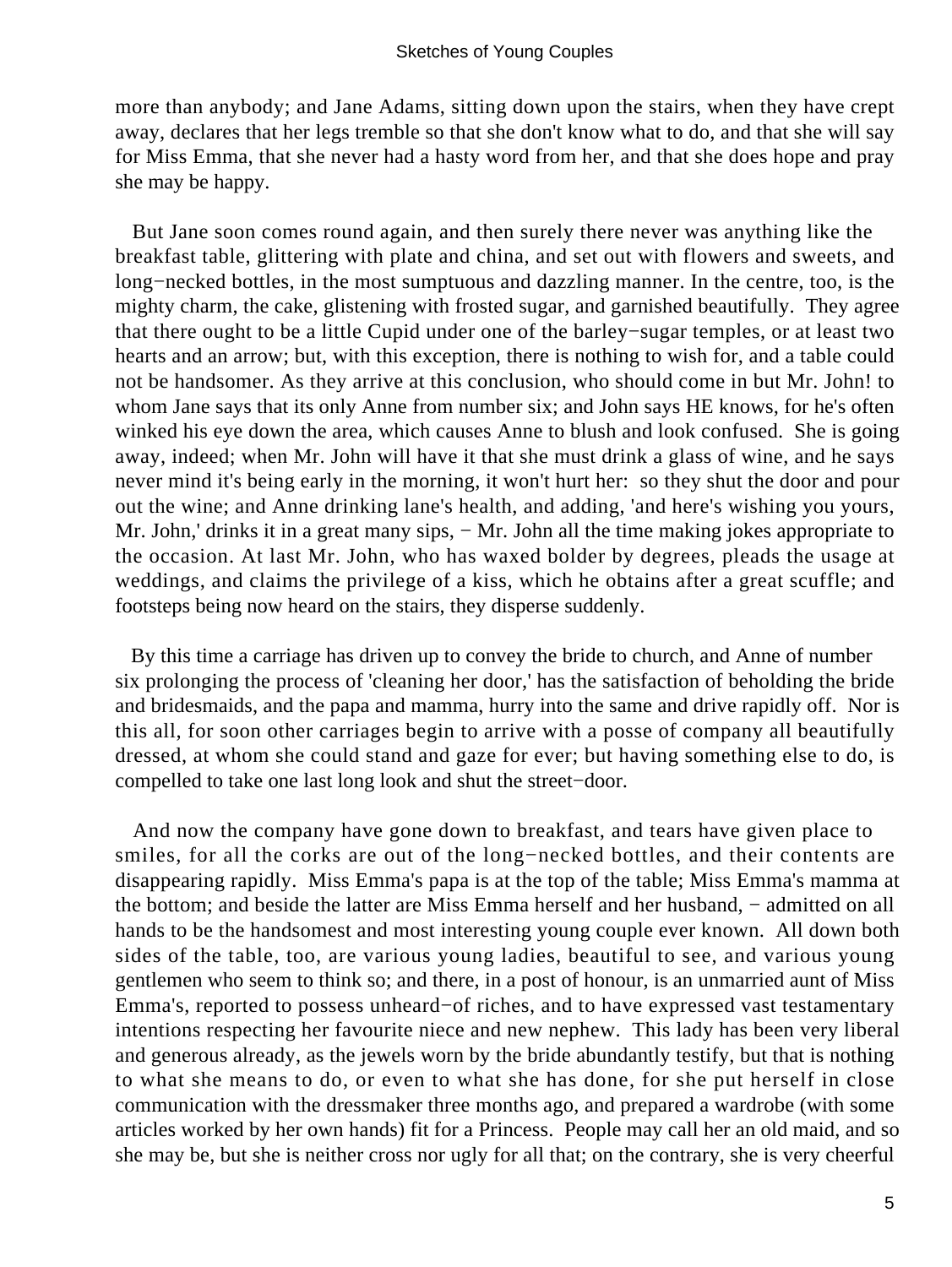more than anybody; and Jane Adams, sitting down upon the stairs, when they have crept away, declares that her legs tremble so that she don't know what to do, and that she will say for Miss Emma, that she never had a hasty word from her, and that she does hope and pray she may be happy.

But Jane soon comes round again, and then surely there never was anything like the breakfast table, glittering with plate and china, and set out with flowers and sweets, and long−necked bottles, in the most sumptuous and dazzling manner. In the centre, too, is the mighty charm, the cake, glistening with frosted sugar, and garnished beautifully. They agree that there ought to be a little Cupid under one of the barley−sugar temples, or at least two hearts and an arrow; but, with this exception, there is nothing to wish for, and a table could not be handsomer. As they arrive at this conclusion, who should come in but Mr. John! to whom Jane says that its only Anne from number six; and John says HE knows, for he's often winked his eye down the area, which causes Anne to blush and look confused. She is going away, indeed; when Mr. John will have it that she must drink a glass of wine, and he says never mind it's being early in the morning, it won't hurt her: so they shut the door and pour out the wine; and Anne drinking lane's health, and adding, 'and here's wishing you yours, Mr. John,' drinks it in a great many sips, − Mr. John all the time making jokes appropriate to the occasion. At last Mr. John, who has waxed bolder by degrees, pleads the usage at weddings, and claims the privilege of a kiss, which he obtains after a great scuffle; and footsteps being now heard on the stairs, they disperse suddenly.

By this time a carriage has driven up to convey the bride to church, and Anne of number six prolonging the process of 'cleaning her door,' has the satisfaction of beholding the bride and bridesmaids, and the papa and mamma, hurry into the same and drive rapidly off. Nor is this all, for soon other carriages begin to arrive with a posse of company all beautifully dressed, at whom she could stand and gaze for ever; but having something else to do, is compelled to take one last long look and shut the street−door.

And now the company have gone down to breakfast, and tears have given place to smiles, for all the corks are out of the long−necked bottles, and their contents are disappearing rapidly. Miss Emma's papa is at the top of the table; Miss Emma's mamma at the bottom; and beside the latter are Miss Emma herself and her husband, − admitted on all hands to be the handsomest and most interesting young couple ever known. All down both sides of the table, too, are various young ladies, beautiful to see, and various young gentlemen who seem to think so; and there, in a post of honour, is an unmarried aunt of Miss Emma's, reported to possess unheard−of riches, and to have expressed vast testamentary intentions respecting her favourite niece and new nephew. This lady has been very liberal and generous already, as the jewels worn by the bride abundantly testify, but that is nothing to what she means to do, or even to what she has done, for she put herself in close communication with the dressmaker three months ago, and prepared a wardrobe (with some articles worked by her own hands) fit for a Princess. People may call her an old maid, and so she may be, but she is neither cross nor ugly for all that; on the contrary, she is very cheerful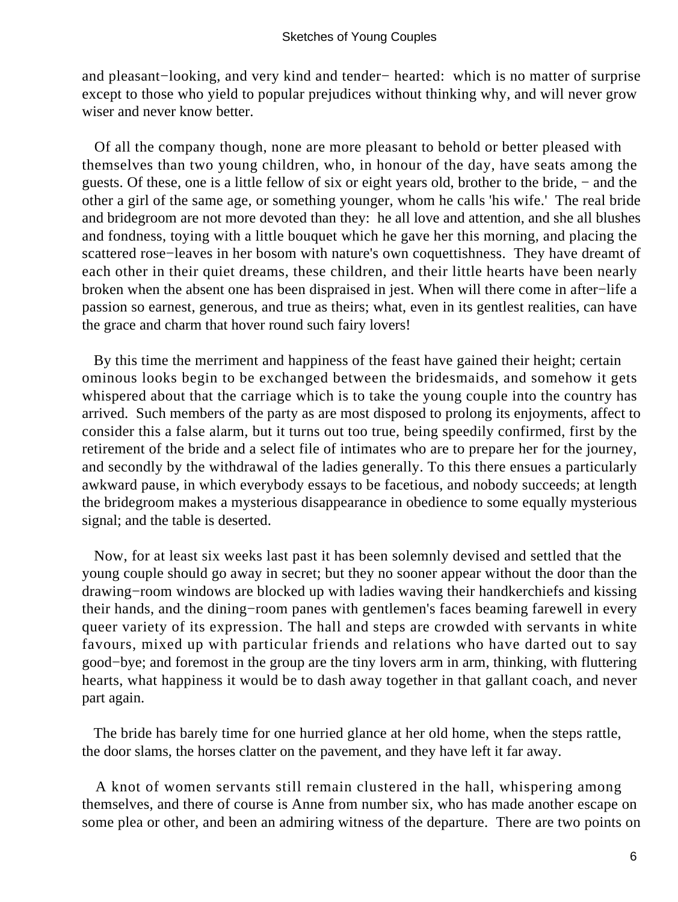and pleasant−looking, and very kind and tender− hearted: which is no matter of surprise except to those who yield to popular prejudices without thinking why, and will never grow wiser and never know better.

Of all the company though, none are more pleasant to behold or better pleased with themselves than two young children, who, in honour of the day, have seats among the guests. Of these, one is a little fellow of six or eight years old, brother to the bride, − and the other a girl of the same age, or something younger, whom he calls 'his wife.' The real bride and bridegroom are not more devoted than they: he all love and attention, and she all blushes and fondness, toying with a little bouquet which he gave her this morning, and placing the scattered rose−leaves in her bosom with nature's own coquettishness. They have dreamt of each other in their quiet dreams, these children, and their little hearts have been nearly broken when the absent one has been dispraised in jest. When will there come in after−life a passion so earnest, generous, and true as theirs; what, even in its gentlest realities, can have the grace and charm that hover round such fairy lovers!

By this time the merriment and happiness of the feast have gained their height; certain ominous looks begin to be exchanged between the bridesmaids, and somehow it gets whispered about that the carriage which is to take the young couple into the country has arrived. Such members of the party as are most disposed to prolong its enjoyments, affect to consider this a false alarm, but it turns out too true, being speedily confirmed, first by the retirement of the bride and a select file of intimates who are to prepare her for the journey, and secondly by the withdrawal of the ladies generally. To this there ensues a particularly awkward pause, in which everybody essays to be facetious, and nobody succeeds; at length the bridegroom makes a mysterious disappearance in obedience to some equally mysterious signal; and the table is deserted.

Now, for at least six weeks last past it has been solemnly devised and settled that the young couple should go away in secret; but they no sooner appear without the door than the drawing−room windows are blocked up with ladies waving their handkerchiefs and kissing their hands, and the dining−room panes with gentlemen's faces beaming farewell in every queer variety of its expression. The hall and steps are crowded with servants in white favours, mixed up with particular friends and relations who have darted out to say good−bye; and foremost in the group are the tiny lovers arm in arm, thinking, with fluttering hearts, what happiness it would be to dash away together in that gallant coach, and never part again.

The bride has barely time for one hurried glance at her old home, when the steps rattle, the door slams, the horses clatter on the pavement, and they have left it far away.

A knot of women servants still remain clustered in the hall, whispering among themselves, and there of course is Anne from number six, who has made another escape on some plea or other, and been an admiring witness of the departure. There are two points on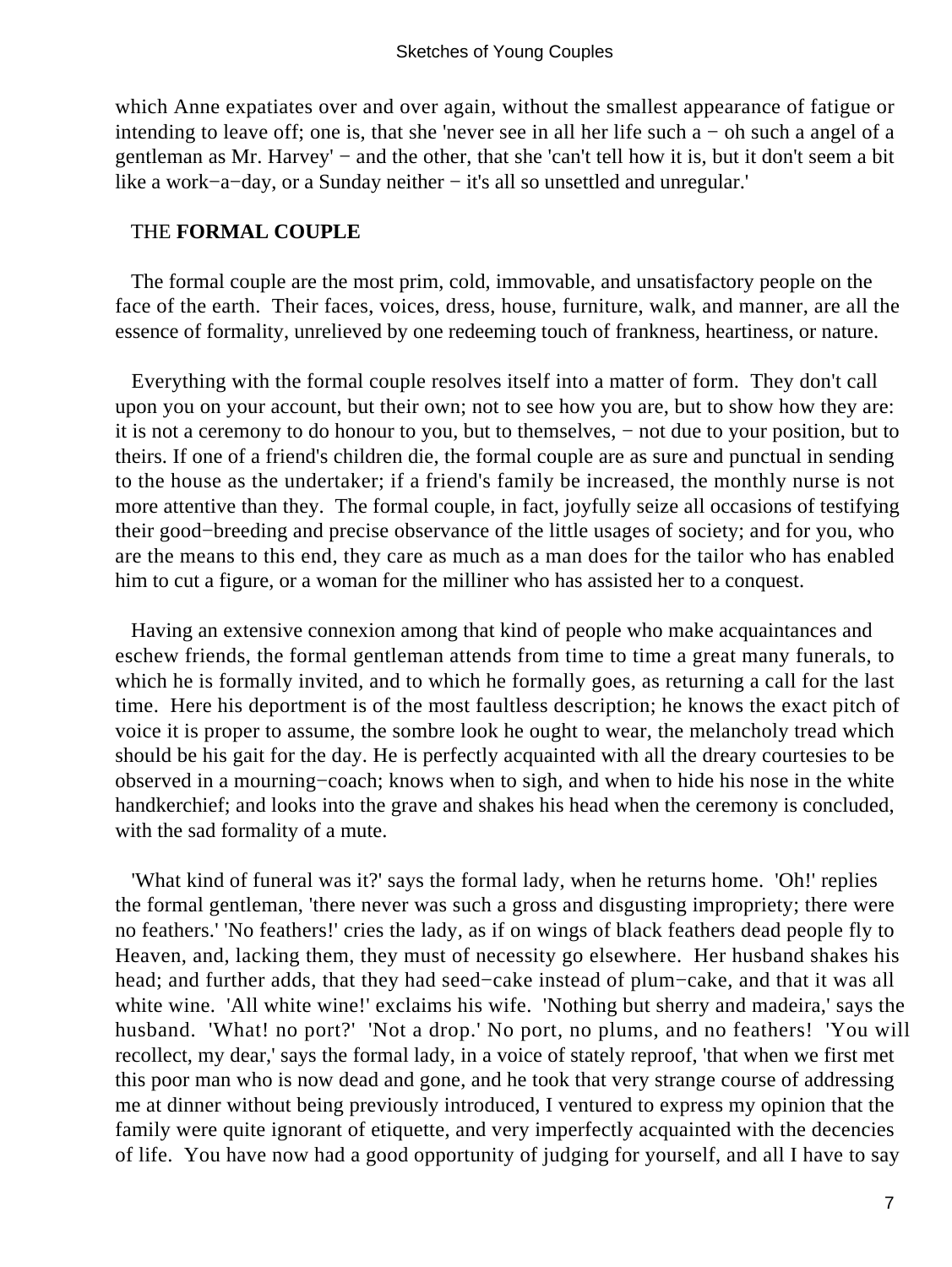which Anne expatiates over and over again, without the smallest appearance of fatigue or intending to leave off; one is, that she 'never see in all her life such a − oh such a angel of a gentleman as Mr. Harvey' − and the other, that she 'can't tell how it is, but it don't seem a bit like a work−a−day, or a Sunday neither − it's all so unsettled and unregular.'

## THE **FORMAL COUPLE**

The formal couple are the most prim, cold, immovable, and unsatisfactory people on the face of the earth. Their faces, voices, dress, house, furniture, walk, and manner, are all the essence of formality, unrelieved by one redeeming touch of frankness, heartiness, or nature.

Everything with the formal couple resolves itself into a matter of form. They don't call upon you on your account, but their own; not to see how you are, but to show how they are: it is not a ceremony to do honour to you, but to themselves, − not due to your position, but to theirs. If one of a friend's children die, the formal couple are as sure and punctual in sending to the house as the undertaker; if a friend's family be increased, the monthly nurse is not more attentive than they. The formal couple, in fact, joyfully seize all occasions of testifying their good−breeding and precise observance of the little usages of society; and for you, who are the means to this end, they care as much as a man does for the tailor who has enabled him to cut a figure, or a woman for the milliner who has assisted her to a conquest.

Having an extensive connexion among that kind of people who make acquaintances and eschew friends, the formal gentleman attends from time to time a great many funerals, to which he is formally invited, and to which he formally goes, as returning a call for the last time. Here his deportment is of the most faultless description; he knows the exact pitch of voice it is proper to assume, the sombre look he ought to wear, the melancholy tread which should be his gait for the day. He is perfectly acquainted with all the dreary courtesies to be observed in a mourning−coach; knows when to sigh, and when to hide his nose in the white handkerchief; and looks into the grave and shakes his head when the ceremony is concluded, with the sad formality of a mute.

'What kind of funeral was it?' says the formal lady, when he returns home. 'Oh!' replies the formal gentleman, 'there never was such a gross and disgusting impropriety; there were no feathers.' 'No feathers!' cries the lady, as if on wings of black feathers dead people fly to Heaven, and, lacking them, they must of necessity go elsewhere. Her husband shakes his head; and further adds, that they had seed−cake instead of plum−cake, and that it was all white wine. 'All white wine!' exclaims his wife. 'Nothing but sherry and madeira,' says the husband. 'What! no port?' 'Not a drop.' No port, no plums, and no feathers! 'You will recollect, my dear,' says the formal lady, in a voice of stately reproof, 'that when we first met this poor man who is now dead and gone, and he took that very strange course of addressing me at dinner without being previously introduced, I ventured to express my opinion that the family were quite ignorant of etiquette, and very imperfectly acquainted with the decencies of life. You have now had a good opportunity of judging for yourself, and all I have to say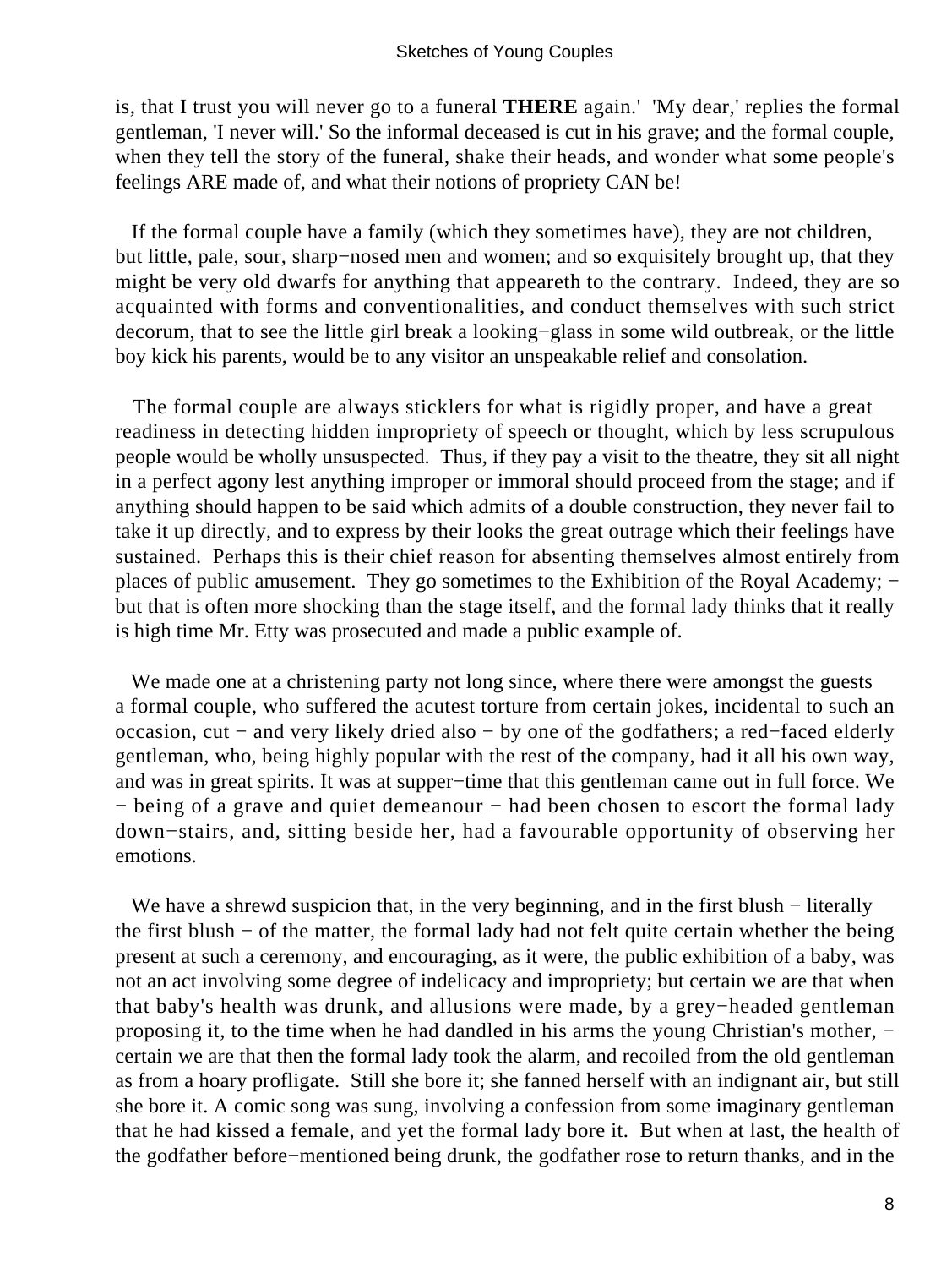is, that I trust you will never go to a funeral **THERE** again.' 'My dear,' replies the formal gentleman, 'I never will.' So the informal deceased is cut in his grave; and the formal couple, when they tell the story of the funeral, shake their heads, and wonder what some people's feelings ARE made of, and what their notions of propriety CAN be!

If the formal couple have a family (which they sometimes have), they are not children, but little, pale, sour, sharp−nosed men and women; and so exquisitely brought up, that they might be very old dwarfs for anything that appeareth to the contrary. Indeed, they are so acquainted with forms and conventionalities, and conduct themselves with such strict decorum, that to see the little girl break a looking−glass in some wild outbreak, or the little boy kick his parents, would be to any visitor an unspeakable relief and consolation.

The formal couple are always sticklers for what is rigidly proper, and have a great readiness in detecting hidden impropriety of speech or thought, which by less scrupulous people would be wholly unsuspected. Thus, if they pay a visit to the theatre, they sit all night in a perfect agony lest anything improper or immoral should proceed from the stage; and if anything should happen to be said which admits of a double construction, they never fail to take it up directly, and to express by their looks the great outrage which their feelings have sustained. Perhaps this is their chief reason for absenting themselves almost entirely from places of public amusement. They go sometimes to the Exhibition of the Royal Academy; − but that is often more shocking than the stage itself, and the formal lady thinks that it really is high time Mr. Etty was prosecuted and made a public example of.

We made one at a christening party not long since, where there were amongst the guests a formal couple, who suffered the acutest torture from certain jokes, incidental to such an occasion, cut − and very likely dried also − by one of the godfathers; a red−faced elderly gentleman, who, being highly popular with the rest of the company, had it all his own way, and was in great spirits. It was at supper−time that this gentleman came out in full force. We − being of a grave and quiet demeanour − had been chosen to escort the formal lady down−stairs, and, sitting beside her, had a favourable opportunity of observing her emotions.

We have a shrewd suspicion that, in the very beginning, and in the first blush − literally the first blush − of the matter, the formal lady had not felt quite certain whether the being present at such a ceremony, and encouraging, as it were, the public exhibition of a baby, was not an act involving some degree of indelicacy and impropriety; but certain we are that when that baby's health was drunk, and allusions were made, by a grey−headed gentleman proposing it, to the time when he had dandled in his arms the young Christian's mother, − certain we are that then the formal lady took the alarm, and recoiled from the old gentleman as from a hoary profligate. Still she bore it; she fanned herself with an indignant air, but still she bore it. A comic song was sung, involving a confession from some imaginary gentleman that he had kissed a female, and yet the formal lady bore it. But when at last, the health of the godfather before−mentioned being drunk, the godfather rose to return thanks, and in the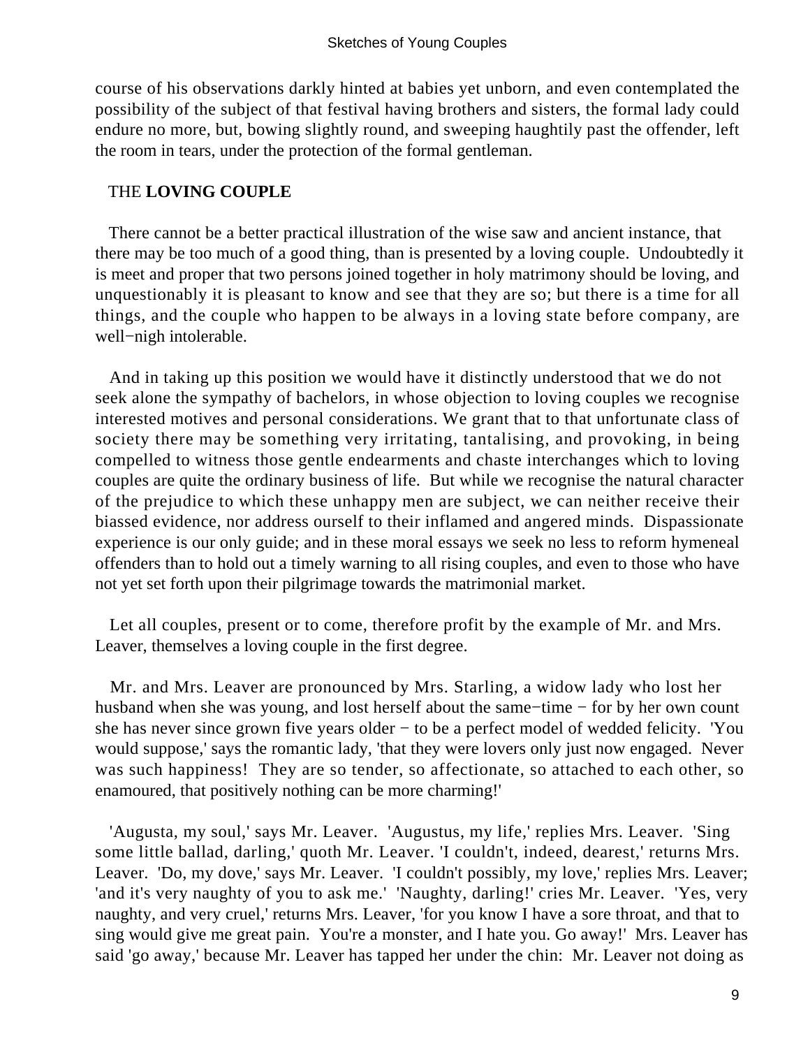course of his observations darkly hinted at babies yet unborn, and even contemplated the possibility of the subject of that festival having brothers and sisters, the formal lady could endure no more, but, bowing slightly round, and sweeping haughtily past the offender, left the room in tears, under the protection of the formal gentleman.

## THE **LOVING COUPLE**

There cannot be a better practical illustration of the wise saw and ancient instance, that there may be too much of a good thing, than is presented by a loving couple. Undoubtedly it is meet and proper that two persons joined together in holy matrimony should be loving, and unquestionably it is pleasant to know and see that they are so; but there is a time for all things, and the couple who happen to be always in a loving state before company, are well−nigh intolerable.

And in taking up this position we would have it distinctly understood that we do not seek alone the sympathy of bachelors, in whose objection to loving couples we recognise interested motives and personal considerations. We grant that to that unfortunate class of society there may be something very irritating, tantalising, and provoking, in being compelled to witness those gentle endearments and chaste interchanges which to loving couples are quite the ordinary business of life. But while we recognise the natural character of the prejudice to which these unhappy men are subject, we can neither receive their biassed evidence, nor address ourself to their inflamed and angered minds. Dispassionate experience is our only guide; and in these moral essays we seek no less to reform hymeneal offenders than to hold out a timely warning to all rising couples, and even to those who have not yet set forth upon their pilgrimage towards the matrimonial market.

Let all couples, present or to come, therefore profit by the example of Mr. and Mrs. Leaver, themselves a loving couple in the first degree.

Mr. and Mrs. Leaver are pronounced by Mrs. Starling, a widow lady who lost her husband when she was young, and lost herself about the same−time − for by her own count she has never since grown five years older − to be a perfect model of wedded felicity. 'You would suppose,' says the romantic lady, 'that they were lovers only just now engaged. Never was such happiness! They are so tender, so affectionate, so attached to each other, so enamoured, that positively nothing can be more charming!'

'Augusta, my soul,' says Mr. Leaver. 'Augustus, my life,' replies Mrs. Leaver. 'Sing some little ballad, darling,' quoth Mr. Leaver. 'I couldn't, indeed, dearest,' returns Mrs. Leaver. 'Do, my dove,' says Mr. Leaver. 'I couldn't possibly, my love,' replies Mrs. Leaver; 'and it's very naughty of you to ask me.' 'Naughty, darling!' cries Mr. Leaver. 'Yes, very naughty, and very cruel,' returns Mrs. Leaver, 'for you know I have a sore throat, and that to sing would give me great pain. You're a monster, and I hate you. Go away!' Mrs. Leaver has said 'go away,' because Mr. Leaver has tapped her under the chin: Mr. Leaver not doing as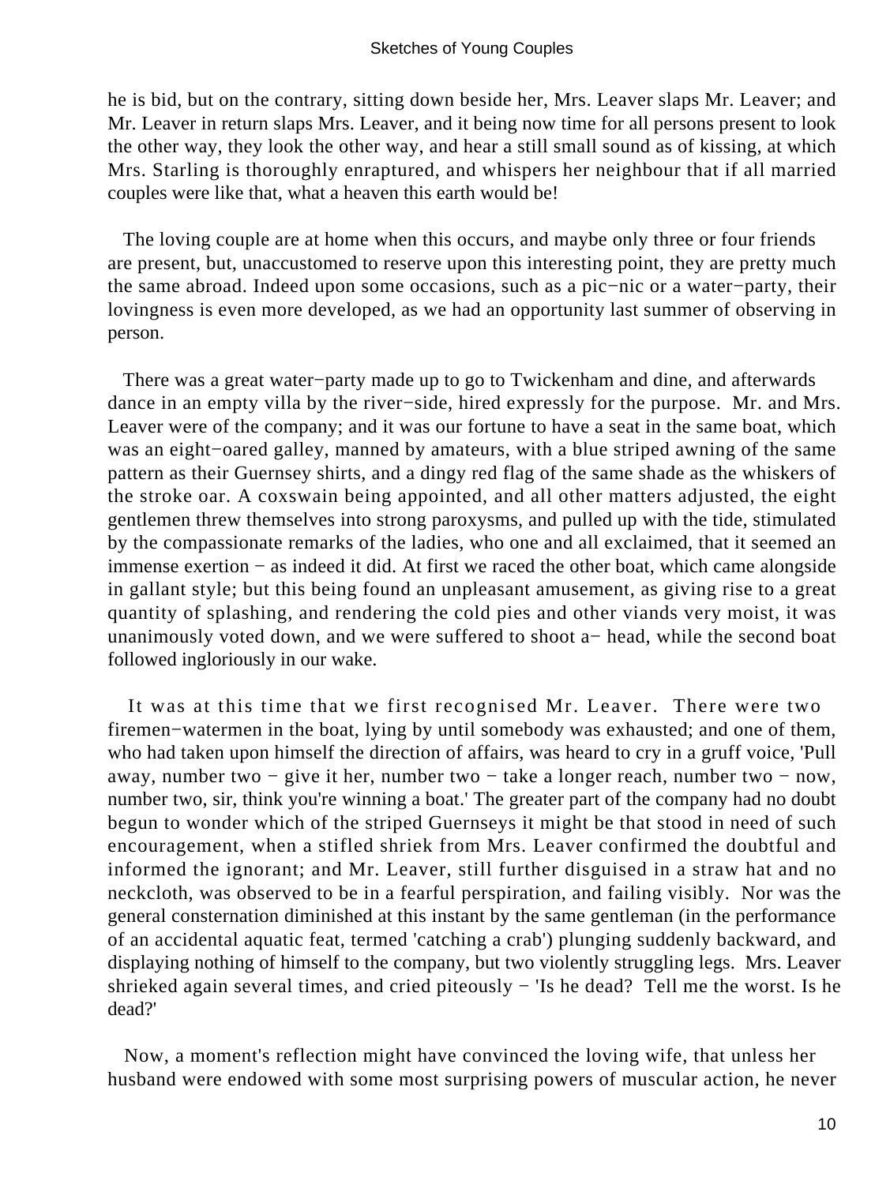he is bid, but on the contrary, sitting down beside her, Mrs. Leaver slaps Mr. Leaver; and Mr. Leaver in return slaps Mrs. Leaver, and it being now time for all persons present to look the other way, they look the other way, and hear a still small sound as of kissing, at which Mrs. Starling is thoroughly enraptured, and whispers her neighbour that if all married couples were like that, what a heaven this earth would be!

The loving couple are at home when this occurs, and maybe only three or four friends are present, but, unaccustomed to reserve upon this interesting point, they are pretty much the same abroad. Indeed upon some occasions, such as a pic−nic or a water−party, their lovingness is even more developed, as we had an opportunity last summer of observing in person.

There was a great water−party made up to go to Twickenham and dine, and afterwards dance in an empty villa by the river−side, hired expressly for the purpose. Mr. and Mrs. Leaver were of the company; and it was our fortune to have a seat in the same boat, which was an eight−oared galley, manned by amateurs, with a blue striped awning of the same pattern as their Guernsey shirts, and a dingy red flag of the same shade as the whiskers of the stroke oar. A coxswain being appointed, and all other matters adjusted, the eight gentlemen threw themselves into strong paroxysms, and pulled up with the tide, stimulated by the compassionate remarks of the ladies, who one and all exclaimed, that it seemed an immense exertion − as indeed it did. At first we raced the other boat, which came alongside in gallant style; but this being found an unpleasant amusement, as giving rise to a great quantity of splashing, and rendering the cold pies and other viands very moist, it was unanimously voted down, and we were suffered to shoot a− head, while the second boat followed ingloriously in our wake.

It was at this time that we first recognised Mr. Leaver. There were two firemen−watermen in the boat, lying by until somebody was exhausted; and one of them, who had taken upon himself the direction of affairs, was heard to cry in a gruff voice, 'Pull away, number two − give it her, number two − take a longer reach, number two − now, number two, sir, think you're winning a boat.' The greater part of the company had no doubt begun to wonder which of the striped Guernseys it might be that stood in need of such encouragement, when a stifled shriek from Mrs. Leaver confirmed the doubtful and informed the ignorant; and Mr. Leaver, still further disguised in a straw hat and no neckcloth, was observed to be in a fearful perspiration, and failing visibly. Nor was the general consternation diminished at this instant by the same gentleman (in the performance of an accidental aquatic feat, termed 'catching a crab') plunging suddenly backward, and displaying nothing of himself to the company, but two violently struggling legs. Mrs. Leaver shrieked again several times, and cried piteously − 'Is he dead? Tell me the worst. Is he dead?'

Now, a moment's reflection might have convinced the loving wife, that unless her husband were endowed with some most surprising powers of muscular action, he never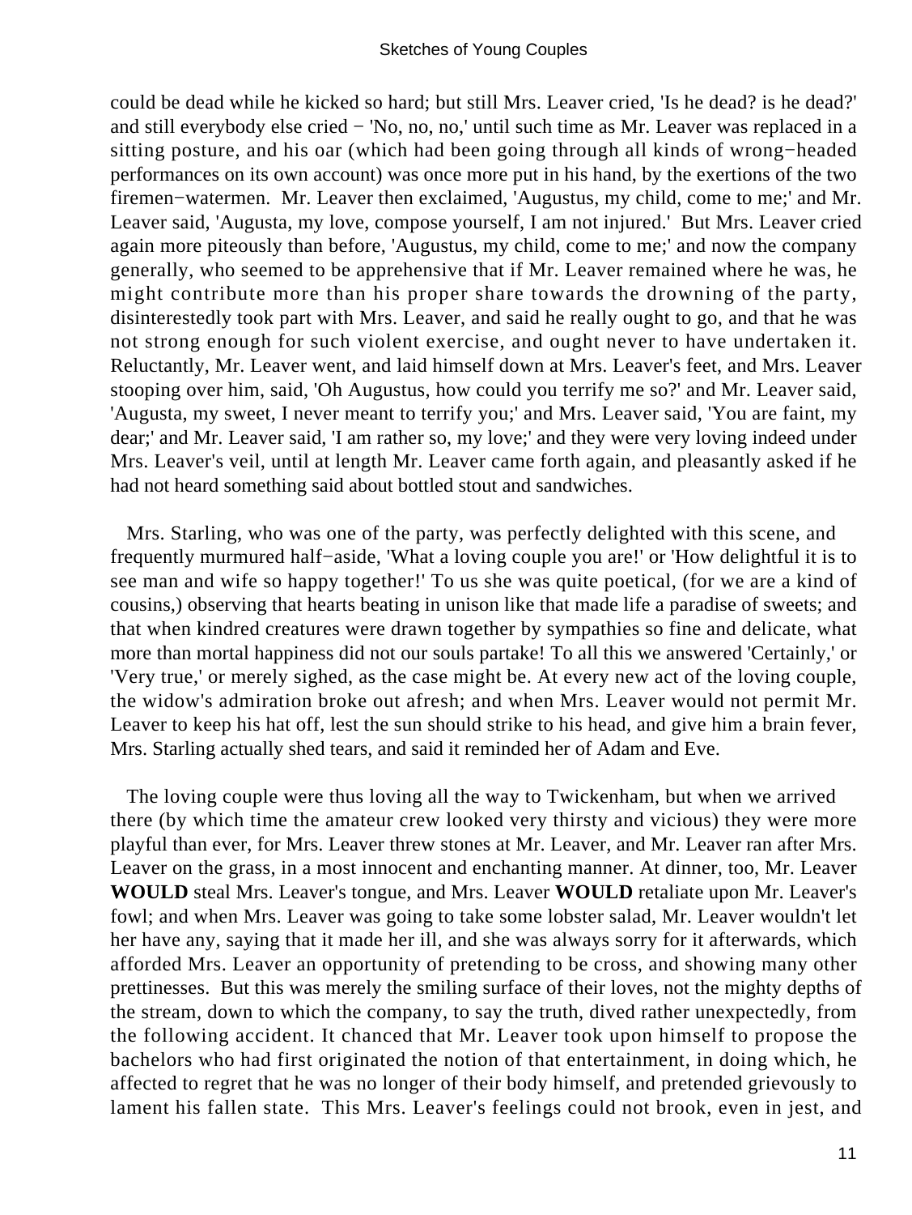could be dead while he kicked so hard; but still Mrs. Leaver cried, 'Is he dead? is he dead?' and still everybody else cried − 'No, no, no,' until such time as Mr. Leaver was replaced in a sitting posture, and his oar (which had been going through all kinds of wrong−headed performances on its own account) was once more put in his hand, by the exertions of the two firemen−watermen. Mr. Leaver then exclaimed, 'Augustus, my child, come to me;' and Mr. Leaver said, 'Augusta, my love, compose yourself, I am not injured.' But Mrs. Leaver cried again more piteously than before, 'Augustus, my child, come to me;' and now the company generally, who seemed to be apprehensive that if Mr. Leaver remained where he was, he might contribute more than his proper share towards the drowning of the party, disinterestedly took part with Mrs. Leaver, and said he really ought to go, and that he was not strong enough for such violent exercise, and ought never to have undertaken it. Reluctantly, Mr. Leaver went, and laid himself down at Mrs. Leaver's feet, and Mrs. Leaver stooping over him, said, 'Oh Augustus, how could you terrify me so?' and Mr. Leaver said, 'Augusta, my sweet, I never meant to terrify you;' and Mrs. Leaver said, 'You are faint, my dear;' and Mr. Leaver said, 'I am rather so, my love;' and they were very loving indeed under Mrs. Leaver's veil, until at length Mr. Leaver came forth again, and pleasantly asked if he had not heard something said about bottled stout and sandwiches.

Mrs. Starling, who was one of the party, was perfectly delighted with this scene, and frequently murmured half−aside, 'What a loving couple you are!' or 'How delightful it is to see man and wife so happy together!' To us she was quite poetical, (for we are a kind of cousins,) observing that hearts beating in unison like that made life a paradise of sweets; and that when kindred creatures were drawn together by sympathies so fine and delicate, what more than mortal happiness did not our souls partake! To all this we answered 'Certainly,' or 'Very true,' or merely sighed, as the case might be. At every new act of the loving couple, the widow's admiration broke out afresh; and when Mrs. Leaver would not permit Mr. Leaver to keep his hat off, lest the sun should strike to his head, and give him a brain fever, Mrs. Starling actually shed tears, and said it reminded her of Adam and Eve.

The loving couple were thus loving all the way to Twickenham, but when we arrived there (by which time the amateur crew looked very thirsty and vicious) they were more playful than ever, for Mrs. Leaver threw stones at Mr. Leaver, and Mr. Leaver ran after Mrs. Leaver on the grass, in a most innocent and enchanting manner. At dinner, too, Mr. Leaver **WOULD** steal Mrs. Leaver's tongue, and Mrs. Leaver **WOULD** retaliate upon Mr. Leaver's fowl; and when Mrs. Leaver was going to take some lobster salad, Mr. Leaver wouldn't let her have any, saying that it made her ill, and she was always sorry for it afterwards, which afforded Mrs. Leaver an opportunity of pretending to be cross, and showing many other prettinesses. But this was merely the smiling surface of their loves, not the mighty depths of the stream, down to which the company, to say the truth, dived rather unexpectedly, from the following accident. It chanced that Mr. Leaver took upon himself to propose the bachelors who had first originated the notion of that entertainment, in doing which, he affected to regret that he was no longer of their body himself, and pretended grievously to lament his fallen state. This Mrs. Leaver's feelings could not brook, even in jest, and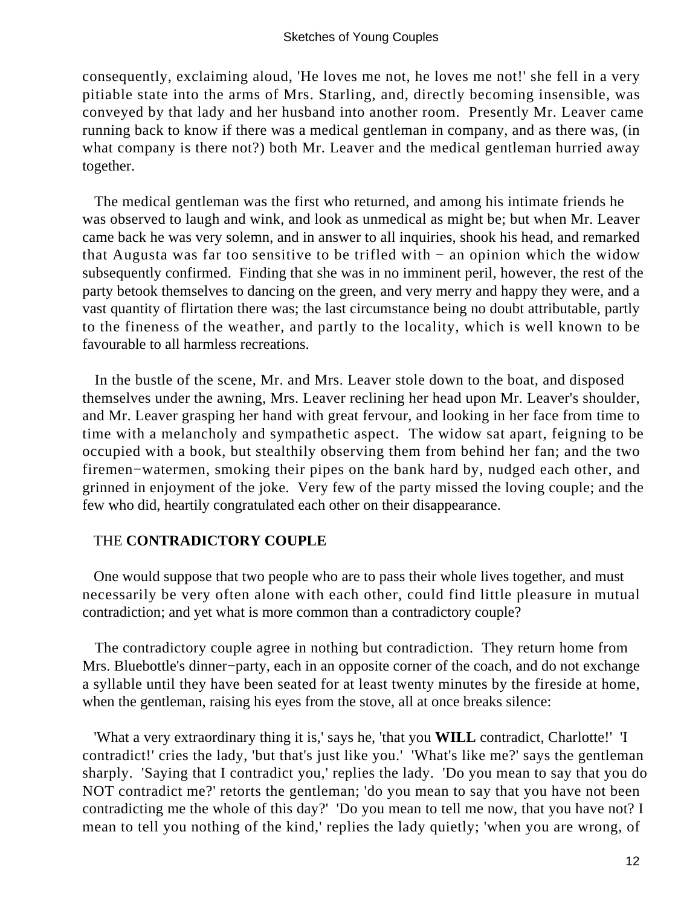consequently, exclaiming aloud, 'He loves me not, he loves me not!' she fell in a very pitiable state into the arms of Mrs. Starling, and, directly becoming insensible, was conveyed by that lady and her husband into another room. Presently Mr. Leaver came running back to know if there was a medical gentleman in company, and as there was, (in what company is there not?) both Mr. Leaver and the medical gentleman hurried away together.

The medical gentleman was the first who returned, and among his intimate friends he was observed to laugh and wink, and look as unmedical as might be; but when Mr. Leaver came back he was very solemn, and in answer to all inquiries, shook his head, and remarked that Augusta was far too sensitive to be trifled with − an opinion which the widow subsequently confirmed. Finding that she was in no imminent peril, however, the rest of the party betook themselves to dancing on the green, and very merry and happy they were, and a vast quantity of flirtation there was; the last circumstance being no doubt attributable, partly to the fineness of the weather, and partly to the locality, which is well known to be favourable to all harmless recreations.

In the bustle of the scene, Mr. and Mrs. Leaver stole down to the boat, and disposed themselves under the awning, Mrs. Leaver reclining her head upon Mr. Leaver's shoulder, and Mr. Leaver grasping her hand with great fervour, and looking in her face from time to time with a melancholy and sympathetic aspect. The widow sat apart, feigning to be occupied with a book, but stealthily observing them from behind her fan; and the two firemen−watermen, smoking their pipes on the bank hard by, nudged each other, and grinned in enjoyment of the joke. Very few of the party missed the loving couple; and the few who did, heartily congratulated each other on their disappearance.

## THE **CONTRADICTORY COUPLE**

One would suppose that two people who are to pass their whole lives together, and must necessarily be very often alone with each other, could find little pleasure in mutual contradiction; and yet what is more common than a contradictory couple?

The contradictory couple agree in nothing but contradiction. They return home from Mrs. Bluebottle's dinner−party, each in an opposite corner of the coach, and do not exchange a syllable until they have been seated for at least twenty minutes by the fireside at home, when the gentleman, raising his eyes from the stove, all at once breaks silence:

'What a very extraordinary thing it is,' says he, 'that you **WILL** contradict, Charlotte!' 'I contradict!' cries the lady, 'but that's just like you.' 'What's like me?' says the gentleman sharply. 'Saying that I contradict you,' replies the lady. 'Do you mean to say that you do NOT contradict me?' retorts the gentleman; 'do you mean to say that you have not been contradicting me the whole of this day?' 'Do you mean to tell me now, that you have not? I mean to tell you nothing of the kind,' replies the lady quietly; 'when you are wrong, of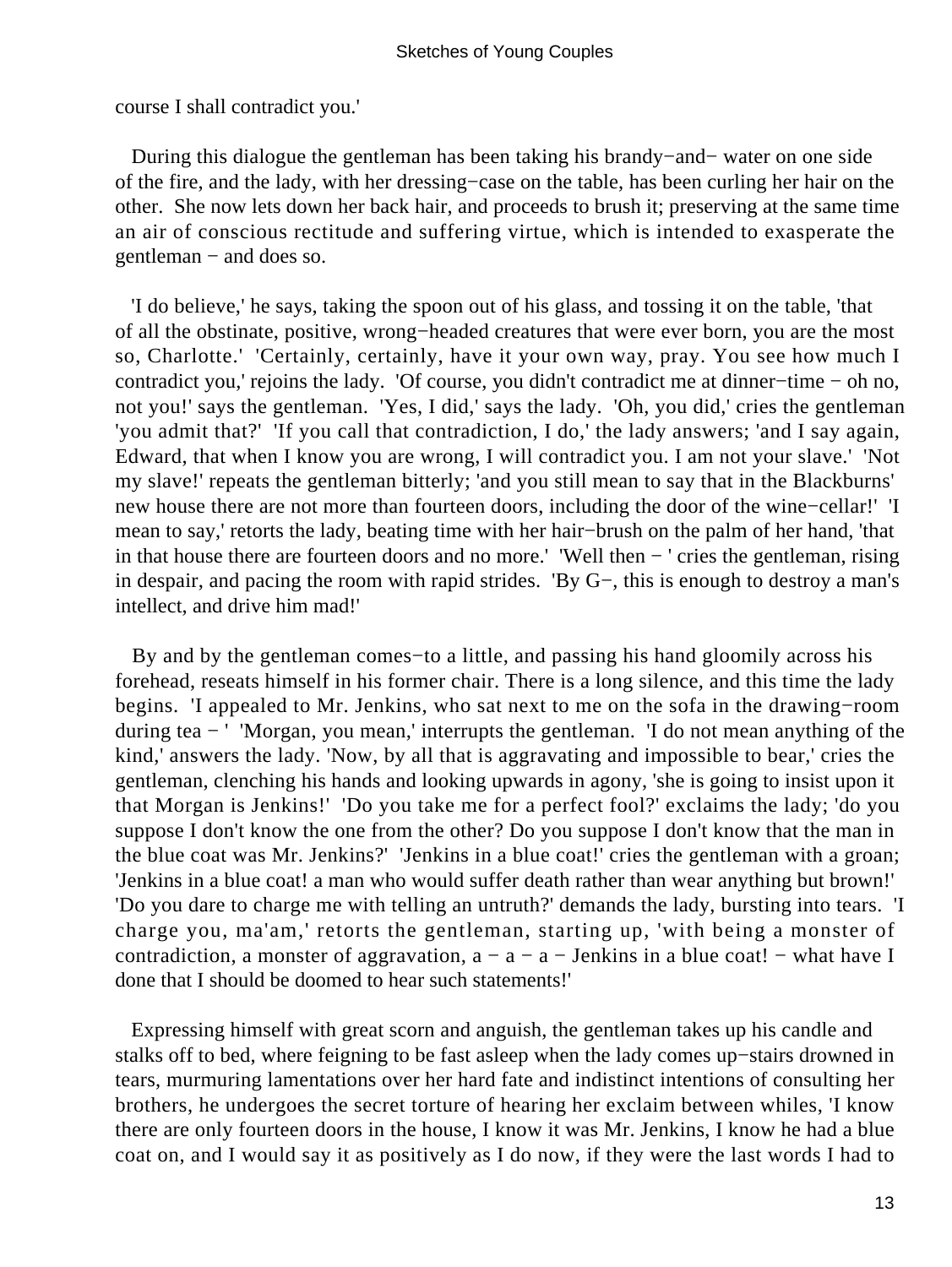course I shall contradict you.'

During this dialogue the gentleman has been taking his brandy−and− water on one side of the fire, and the lady, with her dressing−case on the table, has been curling her hair on the other. She now lets down her back hair, and proceeds to brush it; preserving at the same time an air of conscious rectitude and suffering virtue, which is intended to exasperate the gentleman − and does so.

'I do believe,' he says, taking the spoon out of his glass, and tossing it on the table, 'that of all the obstinate, positive, wrong−headed creatures that were ever born, you are the most so, Charlotte.' 'Certainly, certainly, have it your own way, pray. You see how much I contradict you,' rejoins the lady. 'Of course, you didn't contradict me at dinner−time − oh no, not you!' says the gentleman. 'Yes, I did,' says the lady. 'Oh, you did,' cries the gentleman 'you admit that?' 'If you call that contradiction, I do,' the lady answers; 'and I say again, Edward, that when I know you are wrong, I will contradict you. I am not your slave.' 'Not my slave!' repeats the gentleman bitterly; 'and you still mean to say that in the Blackburns' new house there are not more than fourteen doors, including the door of the wine−cellar!' 'I mean to say,' retorts the lady, beating time with her hair−brush on the palm of her hand, 'that in that house there are fourteen doors and no more.' 'Well then − ' cries the gentleman, rising in despair, and pacing the room with rapid strides. 'By G−, this is enough to destroy a man's intellect, and drive him mad!'

By and by the gentleman comes−to a little, and passing his hand gloomily across his forehead, reseats himself in his former chair. There is a long silence, and this time the lady begins. 'I appealed to Mr. Jenkins, who sat next to me on the sofa in the drawing−room during tea − ' 'Morgan, you mean,' interrupts the gentleman. 'I do not mean anything of the kind,' answers the lady. 'Now, by all that is aggravating and impossible to bear,' cries the gentleman, clenching his hands and looking upwards in agony, 'she is going to insist upon it that Morgan is Jenkins!' 'Do you take me for a perfect fool?' exclaims the lady; 'do you suppose I don't know the one from the other? Do you suppose I don't know that the man in the blue coat was Mr. Jenkins?' 'Jenkins in a blue coat!' cries the gentleman with a groan; 'Jenkins in a blue coat! a man who would suffer death rather than wear anything but brown!' 'Do you dare to charge me with telling an untruth?' demands the lady, bursting into tears. 'I charge you, ma'am,' retorts the gentleman, starting up, 'with being a monster of contradiction, a monster of aggravation, a − a − a − Jenkins in a blue coat! − what have I done that I should be doomed to hear such statements!'

Expressing himself with great scorn and anguish, the gentleman takes up his candle and stalks off to bed, where feigning to be fast asleep when the lady comes up−stairs drowned in tears, murmuring lamentations over her hard fate and indistinct intentions of consulting her brothers, he undergoes the secret torture of hearing her exclaim between whiles, 'I know there are only fourteen doors in the house, I know it was Mr. Jenkins, I know he had a blue coat on, and I would say it as positively as I do now, if they were the last words I had to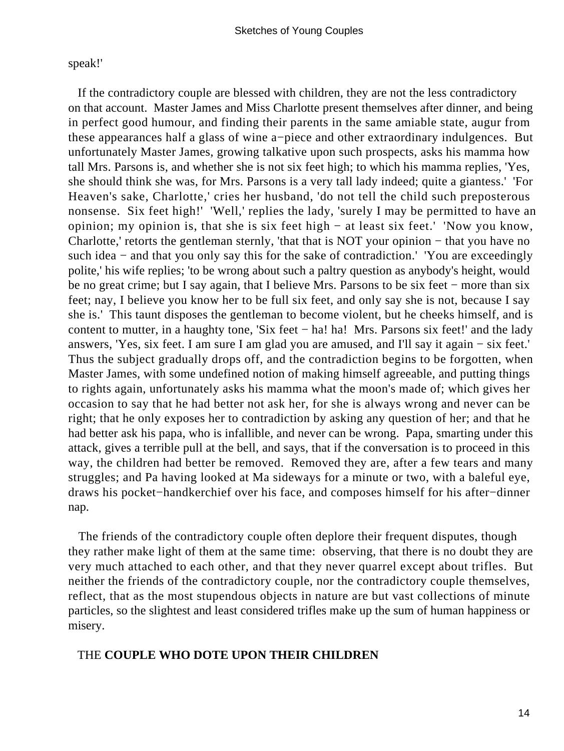speak!'

If the contradictory couple are blessed with children, they are not the less contradictory on that account. Master James and Miss Charlotte present themselves after dinner, and being in perfect good humour, and finding their parents in the same amiable state, augur from these appearances half a glass of wine a−piece and other extraordinary indulgences. But unfortunately Master James, growing talkative upon such prospects, asks his mamma how tall Mrs. Parsons is, and whether she is not six feet high; to which his mamma replies, 'Yes, she should think she was, for Mrs. Parsons is a very tall lady indeed; quite a giantess.' 'For Heaven's sake, Charlotte,' cries her husband, 'do not tell the child such preposterous nonsense. Six feet high!' 'Well,' replies the lady, 'surely I may be permitted to have an opinion; my opinion is, that she is six feet high − at least six feet.' 'Now you know, Charlotte,' retorts the gentleman sternly, 'that that is NOT your opinion − that you have no such idea − and that you only say this for the sake of contradiction.' 'You are exceedingly polite,' his wife replies; 'to be wrong about such a paltry question as anybody's height, would be no great crime; but I say again, that I believe Mrs. Parsons to be six feet − more than six feet; nay, I believe you know her to be full six feet, and only say she is not, because I say she is.' This taunt disposes the gentleman to become violent, but he cheeks himself, and is content to mutter, in a haughty tone, 'Six feet − ha! ha! Mrs. Parsons six feet!' and the lady answers, 'Yes, six feet. I am sure I am glad you are amused, and I'll say it again − six feet.' Thus the subject gradually drops off, and the contradiction begins to be forgotten, when Master James, with some undefined notion of making himself agreeable, and putting things to rights again, unfortunately asks his mamma what the moon's made of; which gives her occasion to say that he had better not ask her, for she is always wrong and never can be right; that he only exposes her to contradiction by asking any question of her; and that he had better ask his papa, who is infallible, and never can be wrong. Papa, smarting under this attack, gives a terrible pull at the bell, and says, that if the conversation is to proceed in this way, the children had better be removed. Removed they are, after a few tears and many struggles; and Pa having looked at Ma sideways for a minute or two, with a baleful eye, draws his pocket−handkerchief over his face, and composes himself for his after−dinner nap.

The friends of the contradictory couple often deplore their frequent disputes, though they rather make light of them at the same time: observing, that there is no doubt they are very much attached to each other, and that they never quarrel except about trifles. But neither the friends of the contradictory couple, nor the contradictory couple themselves, reflect, that as the most stupendous objects in nature are but vast collections of minute particles, so the slightest and least considered trifles make up the sum of human happiness or misery.

## THE **COUPLE WHO DOTE UPON THEIR CHILDREN**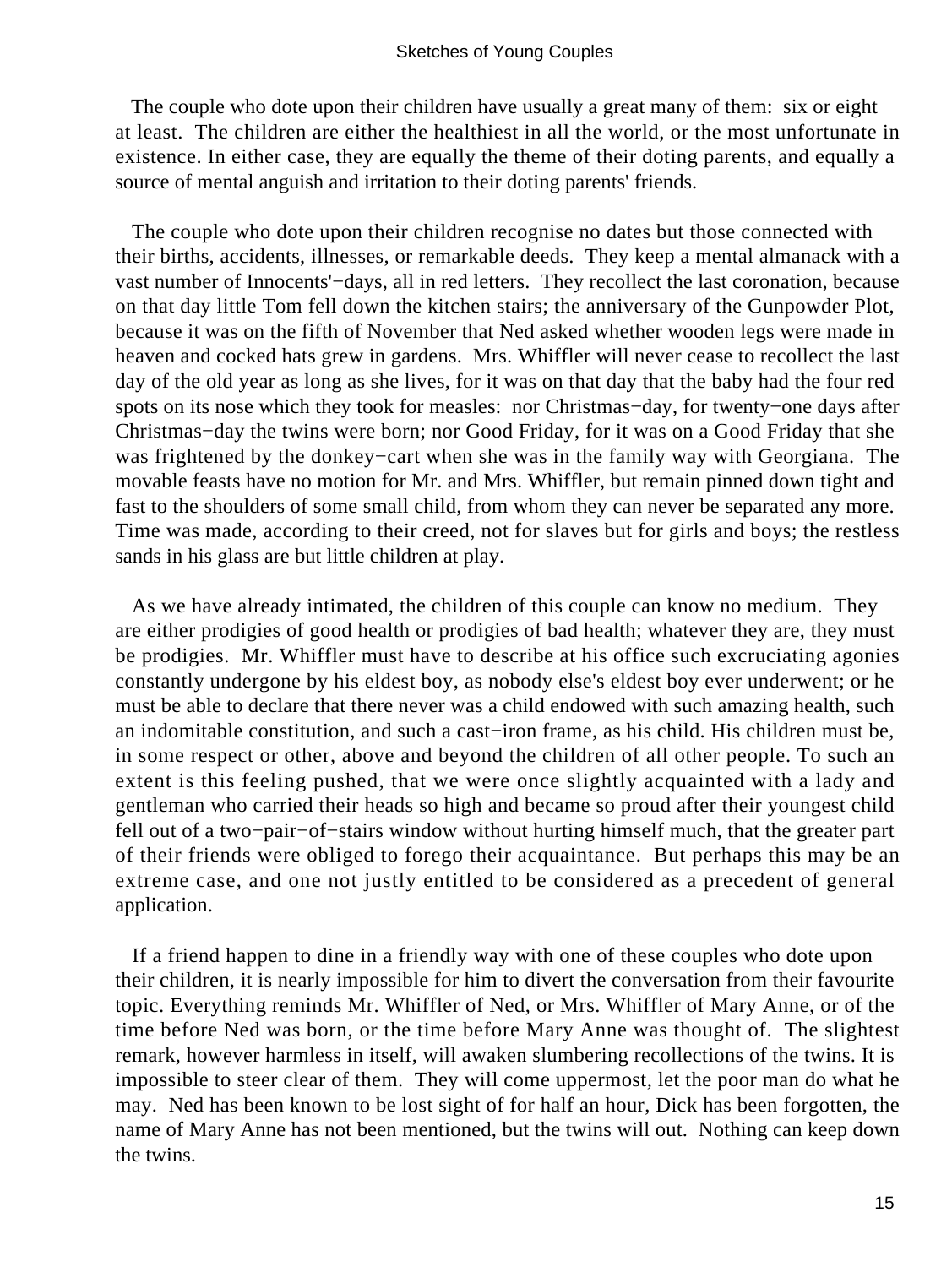The couple who dote upon their children have usually a great many of them: six or eight at least. The children are either the healthiest in all the world, or the most unfortunate in existence. In either case, they are equally the theme of their doting parents, and equally a source of mental anguish and irritation to their doting parents' friends.

The couple who dote upon their children recognise no dates but those connected with their births, accidents, illnesses, or remarkable deeds. They keep a mental almanack with a vast number of Innocents'−days, all in red letters. They recollect the last coronation, because on that day little Tom fell down the kitchen stairs; the anniversary of the Gunpowder Plot, because it was on the fifth of November that Ned asked whether wooden legs were made in heaven and cocked hats grew in gardens. Mrs. Whiffler will never cease to recollect the last day of the old year as long as she lives, for it was on that day that the baby had the four red spots on its nose which they took for measles: nor Christmas−day, for twenty−one days after Christmas−day the twins were born; nor Good Friday, for it was on a Good Friday that she was frightened by the donkey−cart when she was in the family way with Georgiana. The movable feasts have no motion for Mr. and Mrs. Whiffler, but remain pinned down tight and fast to the shoulders of some small child, from whom they can never be separated any more. Time was made, according to their creed, not for slaves but for girls and boys; the restless sands in his glass are but little children at play.

As we have already intimated, the children of this couple can know no medium. They are either prodigies of good health or prodigies of bad health; whatever they are, they must be prodigies. Mr. Whiffler must have to describe at his office such excruciating agonies constantly undergone by his eldest boy, as nobody else's eldest boy ever underwent; or he must be able to declare that there never was a child endowed with such amazing health, such an indomitable constitution, and such a cast−iron frame, as his child. His children must be, in some respect or other, above and beyond the children of all other people. To such an extent is this feeling pushed, that we were once slightly acquainted with a lady and gentleman who carried their heads so high and became so proud after their youngest child fell out of a two−pair−of−stairs window without hurting himself much, that the greater part of their friends were obliged to forego their acquaintance. But perhaps this may be an extreme case, and one not justly entitled to be considered as a precedent of general application.

If a friend happen to dine in a friendly way with one of these couples who dote upon their children, it is nearly impossible for him to divert the conversation from their favourite topic. Everything reminds Mr. Whiffler of Ned, or Mrs. Whiffler of Mary Anne, or of the time before Ned was born, or the time before Mary Anne was thought of. The slightest remark, however harmless in itself, will awaken slumbering recollections of the twins. It is impossible to steer clear of them. They will come uppermost, let the poor man do what he may. Ned has been known to be lost sight of for half an hour, Dick has been forgotten, the name of Mary Anne has not been mentioned, but the twins will out. Nothing can keep down the twins.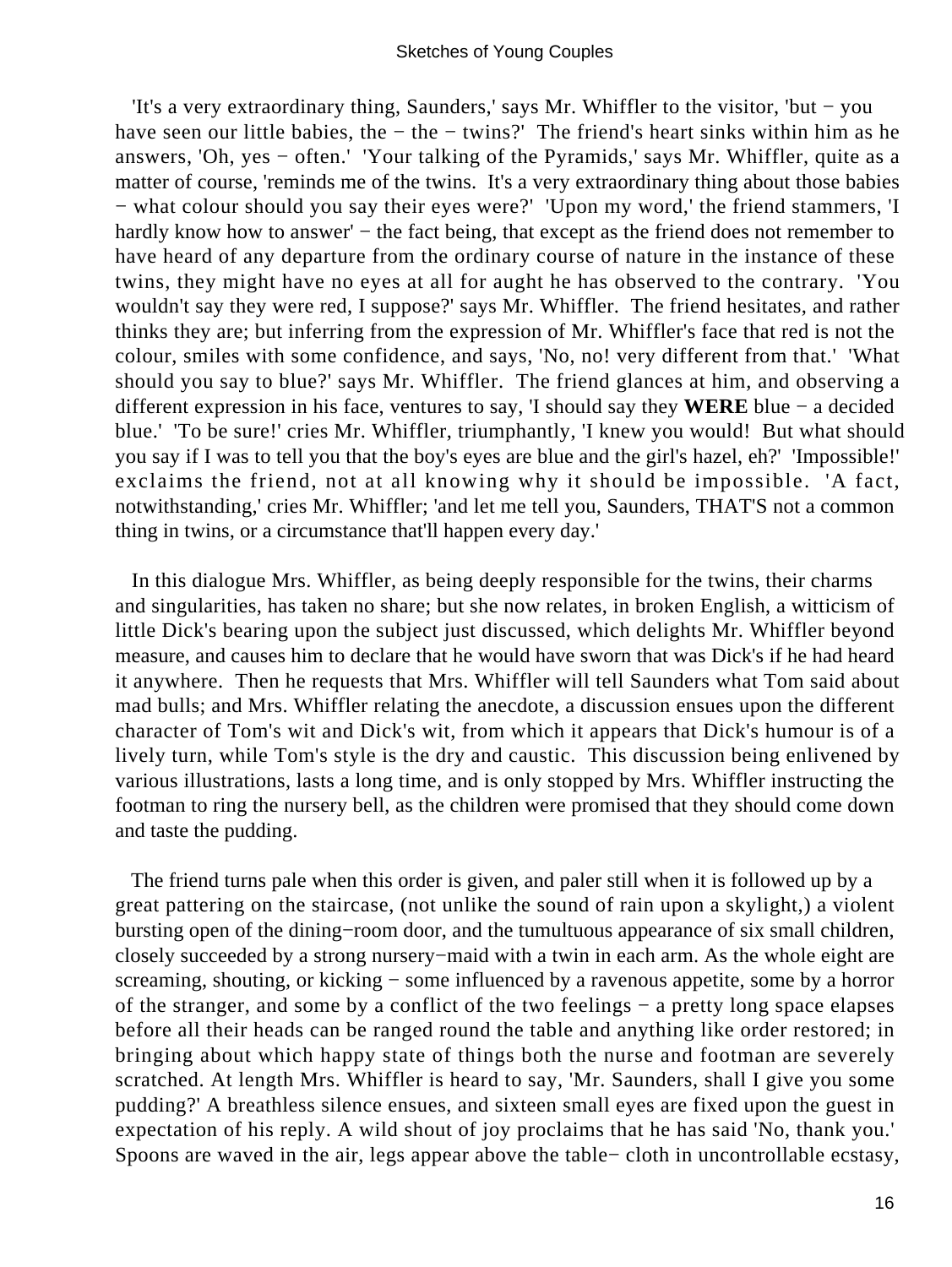'It's a very extraordinary thing, Saunders,' says Mr. Whiffler to the visitor, 'but − you have seen our little babies, the − the − twins?' The friend's heart sinks within him as he answers, 'Oh, yes − often.' 'Your talking of the Pyramids,' says Mr. Whiffler, quite as a matter of course, 'reminds me of the twins. It's a very extraordinary thing about those babies − what colour should you say their eyes were?' 'Upon my word,' the friend stammers, 'I hardly know how to answer' − the fact being, that except as the friend does not remember to have heard of any departure from the ordinary course of nature in the instance of these twins, they might have no eyes at all for aught he has observed to the contrary. 'You wouldn't say they were red, I suppose?' says Mr. Whiffler. The friend hesitates, and rather thinks they are; but inferring from the expression of Mr. Whiffler's face that red is not the colour, smiles with some confidence, and says, 'No, no! very different from that.' 'What should you say to blue?' says Mr. Whiffler. The friend glances at him, and observing a different expression in his face, ventures to say, 'I should say they **WERE** blue − a decided blue.' 'To be sure!' cries Mr. Whiffler, triumphantly, 'I knew you would! But what should you say if I was to tell you that the boy's eyes are blue and the girl's hazel, eh?' 'Impossible!' exclaims the friend, not at all knowing why it should be impossible. 'A fact, notwithstanding,' cries Mr. Whiffler; 'and let me tell you, Saunders, THAT'S not a common thing in twins, or a circumstance that'll happen every day.'

In this dialogue Mrs. Whiffler, as being deeply responsible for the twins, their charms and singularities, has taken no share; but she now relates, in broken English, a witticism of little Dick's bearing upon the subject just discussed, which delights Mr. Whiffler beyond measure, and causes him to declare that he would have sworn that was Dick's if he had heard it anywhere. Then he requests that Mrs. Whiffler will tell Saunders what Tom said about mad bulls; and Mrs. Whiffler relating the anecdote, a discussion ensues upon the different character of Tom's wit and Dick's wit, from which it appears that Dick's humour is of a lively turn, while Tom's style is the dry and caustic. This discussion being enlivened by various illustrations, lasts a long time, and is only stopped by Mrs. Whiffler instructing the footman to ring the nursery bell, as the children were promised that they should come down and taste the pudding.

The friend turns pale when this order is given, and paler still when it is followed up by a great pattering on the staircase, (not unlike the sound of rain upon a skylight,) a violent bursting open of the dining−room door, and the tumultuous appearance of six small children, closely succeeded by a strong nursery−maid with a twin in each arm. As the whole eight are screaming, shouting, or kicking − some influenced by a ravenous appetite, some by a horror of the stranger, and some by a conflict of the two feelings − a pretty long space elapses before all their heads can be ranged round the table and anything like order restored; in bringing about which happy state of things both the nurse and footman are severely scratched. At length Mrs. Whiffler is heard to say, 'Mr. Saunders, shall I give you some pudding?' A breathless silence ensues, and sixteen small eyes are fixed upon the guest in expectation of his reply. A wild shout of joy proclaims that he has said 'No, thank you.' Spoons are waved in the air, legs appear above the table− cloth in uncontrollable ecstasy,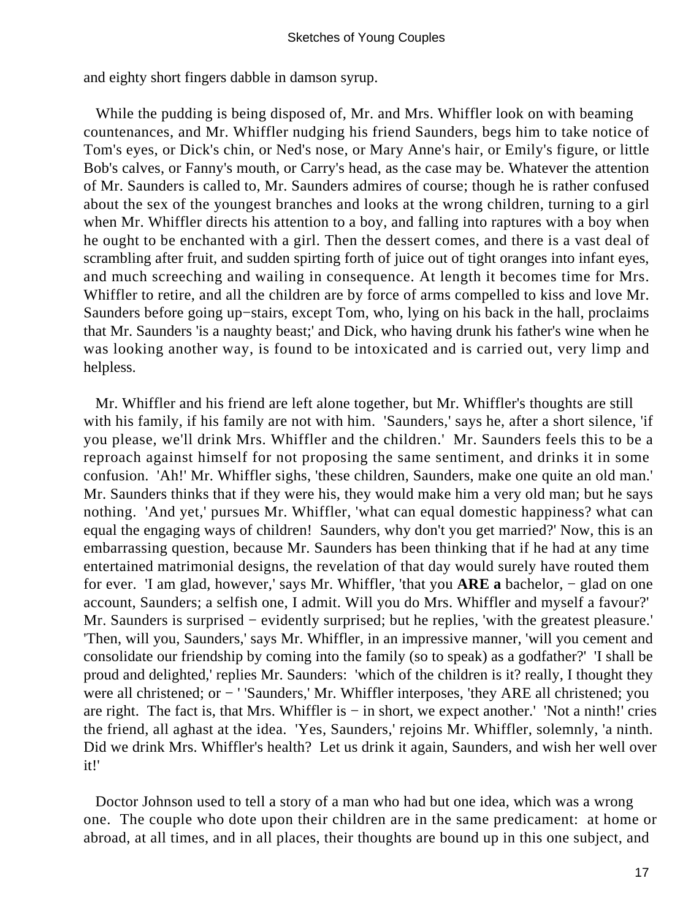and eighty short fingers dabble in damson syrup.

While the pudding is being disposed of, Mr. and Mrs. Whiffler look on with beaming countenances, and Mr. Whiffler nudging his friend Saunders, begs him to take notice of Tom's eyes, or Dick's chin, or Ned's nose, or Mary Anne's hair, or Emily's figure, or little Bob's calves, or Fanny's mouth, or Carry's head, as the case may be. Whatever the attention of Mr. Saunders is called to, Mr. Saunders admires of course; though he is rather confused about the sex of the youngest branches and looks at the wrong children, turning to a girl when Mr. Whiffler directs his attention to a boy, and falling into raptures with a boy when he ought to be enchanted with a girl. Then the dessert comes, and there is a vast deal of scrambling after fruit, and sudden spirting forth of juice out of tight oranges into infant eyes, and much screeching and wailing in consequence. At length it becomes time for Mrs. Whiffler to retire, and all the children are by force of arms compelled to kiss and love Mr. Saunders before going up−stairs, except Tom, who, lying on his back in the hall, proclaims that Mr. Saunders 'is a naughty beast;' and Dick, who having drunk his father's wine when he was looking another way, is found to be intoxicated and is carried out, very limp and helpless.

Mr. Whiffler and his friend are left alone together, but Mr. Whiffler's thoughts are still with his family, if his family are not with him. 'Saunders,' says he, after a short silence, 'if you please, we'll drink Mrs. Whiffler and the children.' Mr. Saunders feels this to be a reproach against himself for not proposing the same sentiment, and drinks it in some confusion. 'Ah!' Mr. Whiffler sighs, 'these children, Saunders, make one quite an old man.' Mr. Saunders thinks that if they were his, they would make him a very old man; but he says nothing. 'And yet,' pursues Mr. Whiffler, 'what can equal domestic happiness? what can equal the engaging ways of children! Saunders, why don't you get married?' Now, this is an embarrassing question, because Mr. Saunders has been thinking that if he had at any time entertained matrimonial designs, the revelation of that day would surely have routed them for ever. 'I am glad, however,' says Mr. Whiffler, 'that you **ARE a** bachelor, − glad on one account, Saunders; a selfish one, I admit. Will you do Mrs. Whiffler and myself a favour?' Mr. Saunders is surprised − evidently surprised; but he replies, 'with the greatest pleasure.' 'Then, will you, Saunders,' says Mr. Whiffler, in an impressive manner, 'will you cement and consolidate our friendship by coming into the family (so to speak) as a godfather?' 'I shall be proud and delighted,' replies Mr. Saunders: 'which of the children is it? really, I thought they were all christened; or − ' 'Saunders,' Mr. Whiffler interposes, 'they ARE all christened; you are right. The fact is, that Mrs. Whiffler is − in short, we expect another.' 'Not a ninth!' cries the friend, all aghast at the idea. 'Yes, Saunders,' rejoins Mr. Whiffler, solemnly, 'a ninth. Did we drink Mrs. Whiffler's health? Let us drink it again, Saunders, and wish her well over it!'

Doctor Johnson used to tell a story of a man who had but one idea, which was a wrong one. The couple who dote upon their children are in the same predicament: at home or abroad, at all times, and in all places, their thoughts are bound up in this one subject, and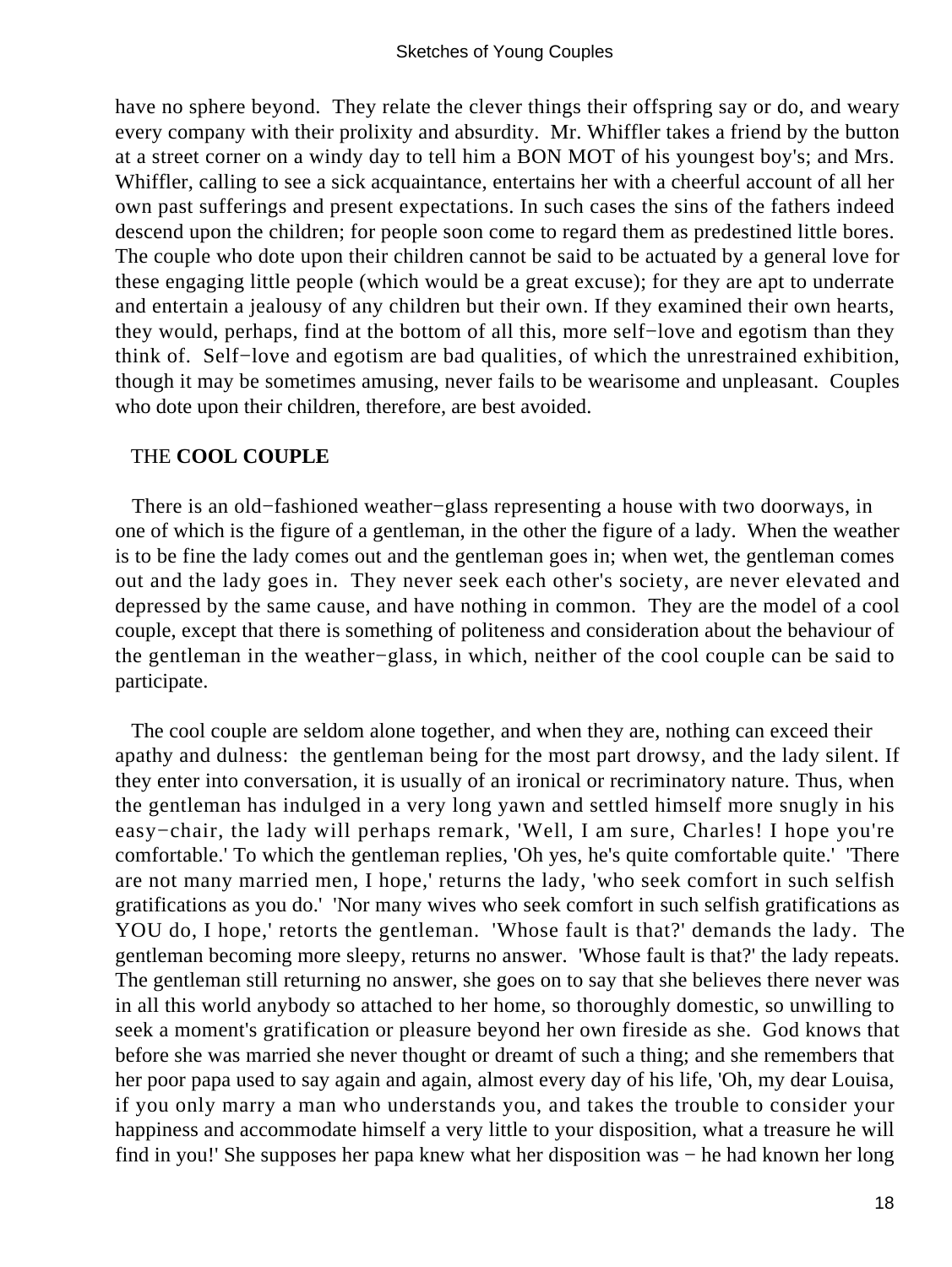have no sphere beyond. They relate the clever things their offspring say or do, and weary every company with their prolixity and absurdity. Mr. Whiffler takes a friend by the button at a street corner on a windy day to tell him a BON MOT of his youngest boy's; and Mrs. Whiffler, calling to see a sick acquaintance, entertains her with a cheerful account of all her own past sufferings and present expectations. In such cases the sins of the fathers indeed descend upon the children; for people soon come to regard them as predestined little bores. The couple who dote upon their children cannot be said to be actuated by a general love for these engaging little people (which would be a great excuse); for they are apt to underrate and entertain a jealousy of any children but their own. If they examined their own hearts, they would, perhaps, find at the bottom of all this, more self−love and egotism than they think of. Self−love and egotism are bad qualities, of which the unrestrained exhibition, though it may be sometimes amusing, never fails to be wearisome and unpleasant. Couples who dote upon their children, therefore, are best avoided.

## THE **COOL COUPLE**

There is an old−fashioned weather−glass representing a house with two doorways, in one of which is the figure of a gentleman, in the other the figure of a lady. When the weather is to be fine the lady comes out and the gentleman goes in; when wet, the gentleman comes out and the lady goes in. They never seek each other's society, are never elevated and depressed by the same cause, and have nothing in common. They are the model of a cool couple, except that there is something of politeness and consideration about the behaviour of the gentleman in the weather−glass, in which, neither of the cool couple can be said to participate.

The cool couple are seldom alone together, and when they are, nothing can exceed their apathy and dulness: the gentleman being for the most part drowsy, and the lady silent. If they enter into conversation, it is usually of an ironical or recriminatory nature. Thus, when the gentleman has indulged in a very long yawn and settled himself more snugly in his easy−chair, the lady will perhaps remark, 'Well, I am sure, Charles! I hope you're comfortable.' To which the gentleman replies, 'Oh yes, he's quite comfortable quite.' 'There are not many married men, I hope,' returns the lady, 'who seek comfort in such selfish gratifications as you do.' 'Nor many wives who seek comfort in such selfish gratifications as YOU do, I hope,' retorts the gentleman. 'Whose fault is that?' demands the lady. The gentleman becoming more sleepy, returns no answer. 'Whose fault is that?' the lady repeats. The gentleman still returning no answer, she goes on to say that she believes there never was in all this world anybody so attached to her home, so thoroughly domestic, so unwilling to seek a moment's gratification or pleasure beyond her own fireside as she. God knows that before she was married she never thought or dreamt of such a thing; and she remembers that her poor papa used to say again and again, almost every day of his life, 'Oh, my dear Louisa, if you only marry a man who understands you, and takes the trouble to consider your happiness and accommodate himself a very little to your disposition, what a treasure he will find in you!' She supposes her papa knew what her disposition was − he had known her long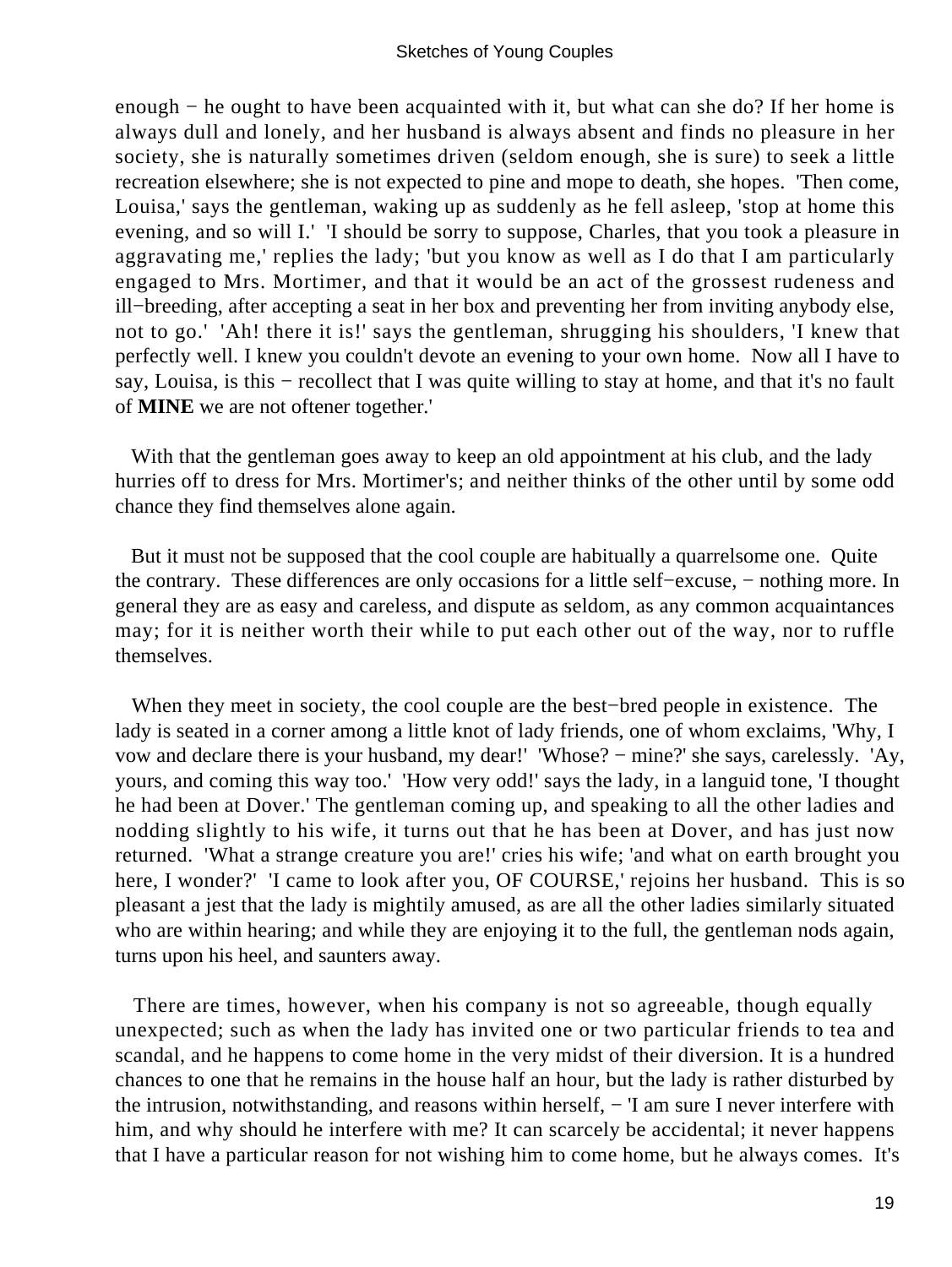enough − he ought to have been acquainted with it, but what can she do? If her home is always dull and lonely, and her husband is always absent and finds no pleasure in her society, she is naturally sometimes driven (seldom enough, she is sure) to seek a little recreation elsewhere; she is not expected to pine and mope to death, she hopes. 'Then come, Louisa,' says the gentleman, waking up as suddenly as he fell asleep, 'stop at home this evening, and so will I.' 'I should be sorry to suppose, Charles, that you took a pleasure in aggravating me,' replies the lady; 'but you know as well as I do that I am particularly engaged to Mrs. Mortimer, and that it would be an act of the grossest rudeness and ill−breeding, after accepting a seat in her box and preventing her from inviting anybody else, not to go.' 'Ah! there it is!' says the gentleman, shrugging his shoulders, 'I knew that perfectly well. I knew you couldn't devote an evening to your own home. Now all I have to say, Louisa, is this − recollect that I was quite willing to stay at home, and that it's no fault of **MINE** we are not oftener together.'

With that the gentleman goes away to keep an old appointment at his club, and the lady hurries off to dress for Mrs. Mortimer's; and neither thinks of the other until by some odd chance they find themselves alone again.

But it must not be supposed that the cool couple are habitually a quarrelsome one. Quite the contrary. These differences are only occasions for a little self−excuse, − nothing more. In general they are as easy and careless, and dispute as seldom, as any common acquaintances may; for it is neither worth their while to put each other out of the way, nor to ruffle themselves.

When they meet in society, the cool couple are the best−bred people in existence. The lady is seated in a corner among a little knot of lady friends, one of whom exclaims, 'Why, I vow and declare there is your husband, my dear!' 'Whose? − mine?' she says, carelessly. 'Ay, yours, and coming this way too.' 'How very odd!' says the lady, in a languid tone, 'I thought he had been at Dover.' The gentleman coming up, and speaking to all the other ladies and nodding slightly to his wife, it turns out that he has been at Dover, and has just now returned. 'What a strange creature you are!' cries his wife; 'and what on earth brought you here, I wonder?' 'I came to look after you, OF COURSE,' rejoins her husband. This is so pleasant a jest that the lady is mightily amused, as are all the other ladies similarly situated who are within hearing; and while they are enjoying it to the full, the gentleman nods again, turns upon his heel, and saunters away.

There are times, however, when his company is not so agreeable, though equally unexpected; such as when the lady has invited one or two particular friends to tea and scandal, and he happens to come home in the very midst of their diversion. It is a hundred chances to one that he remains in the house half an hour, but the lady is rather disturbed by the intrusion, notwithstanding, and reasons within herself, − 'I am sure I never interfere with him, and why should he interfere with me? It can scarcely be accidental; it never happens that I have a particular reason for not wishing him to come home, but he always comes. It's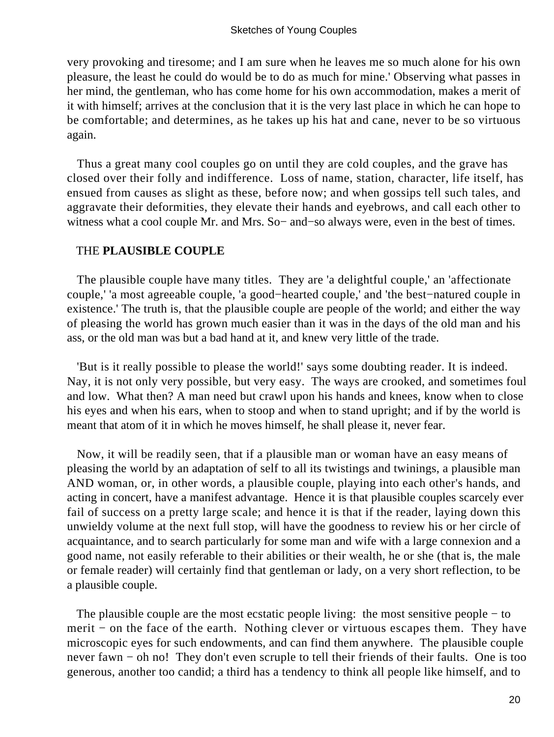very provoking and tiresome; and I am sure when he leaves me so much alone for his own pleasure, the least he could do would be to do as much for mine.' Observing what passes in her mind, the gentleman, who has come home for his own accommodation, makes a merit of it with himself; arrives at the conclusion that it is the very last place in which he can hope to be comfortable; and determines, as he takes up his hat and cane, never to be so virtuous again.

Thus a great many cool couples go on until they are cold couples, and the grave has closed over their folly and indifference. Loss of name, station, character, life itself, has ensued from causes as slight as these, before now; and when gossips tell such tales, and aggravate their deformities, they elevate their hands and eyebrows, and call each other to witness what a cool couple Mr. and Mrs. So− and−so always were, even in the best of times.

## THE **PLAUSIBLE COUPLE**

The plausible couple have many titles. They are 'a delightful couple,' an 'affectionate couple,' 'a most agreeable couple, 'a good−hearted couple,' and 'the best−natured couple in existence.' The truth is, that the plausible couple are people of the world; and either the way of pleasing the world has grown much easier than it was in the days of the old man and his ass, or the old man was but a bad hand at it, and knew very little of the trade.

'But is it really possible to please the world!' says some doubting reader. It is indeed. Nay, it is not only very possible, but very easy. The ways are crooked, and sometimes foul and low. What then? A man need but crawl upon his hands and knees, know when to close his eyes and when his ears, when to stoop and when to stand upright; and if by the world is meant that atom of it in which he moves himself, he shall please it, never fear.

Now, it will be readily seen, that if a plausible man or woman have an easy means of pleasing the world by an adaptation of self to all its twistings and twinings, a plausible man AND woman, or, in other words, a plausible couple, playing into each other's hands, and acting in concert, have a manifest advantage. Hence it is that plausible couples scarcely ever fail of success on a pretty large scale; and hence it is that if the reader, laying down this unwieldy volume at the next full stop, will have the goodness to review his or her circle of acquaintance, and to search particularly for some man and wife with a large connexion and a good name, not easily referable to their abilities or their wealth, he or she (that is, the male or female reader) will certainly find that gentleman or lady, on a very short reflection, to be a plausible couple.

The plausible couple are the most ecstatic people living: the most sensitive people − to merit − on the face of the earth. Nothing clever or virtuous escapes them. They have microscopic eyes for such endowments, and can find them anywhere. The plausible couple never fawn − oh no! They don't even scruple to tell their friends of their faults. One is too generous, another too candid; a third has a tendency to think all people like himself, and to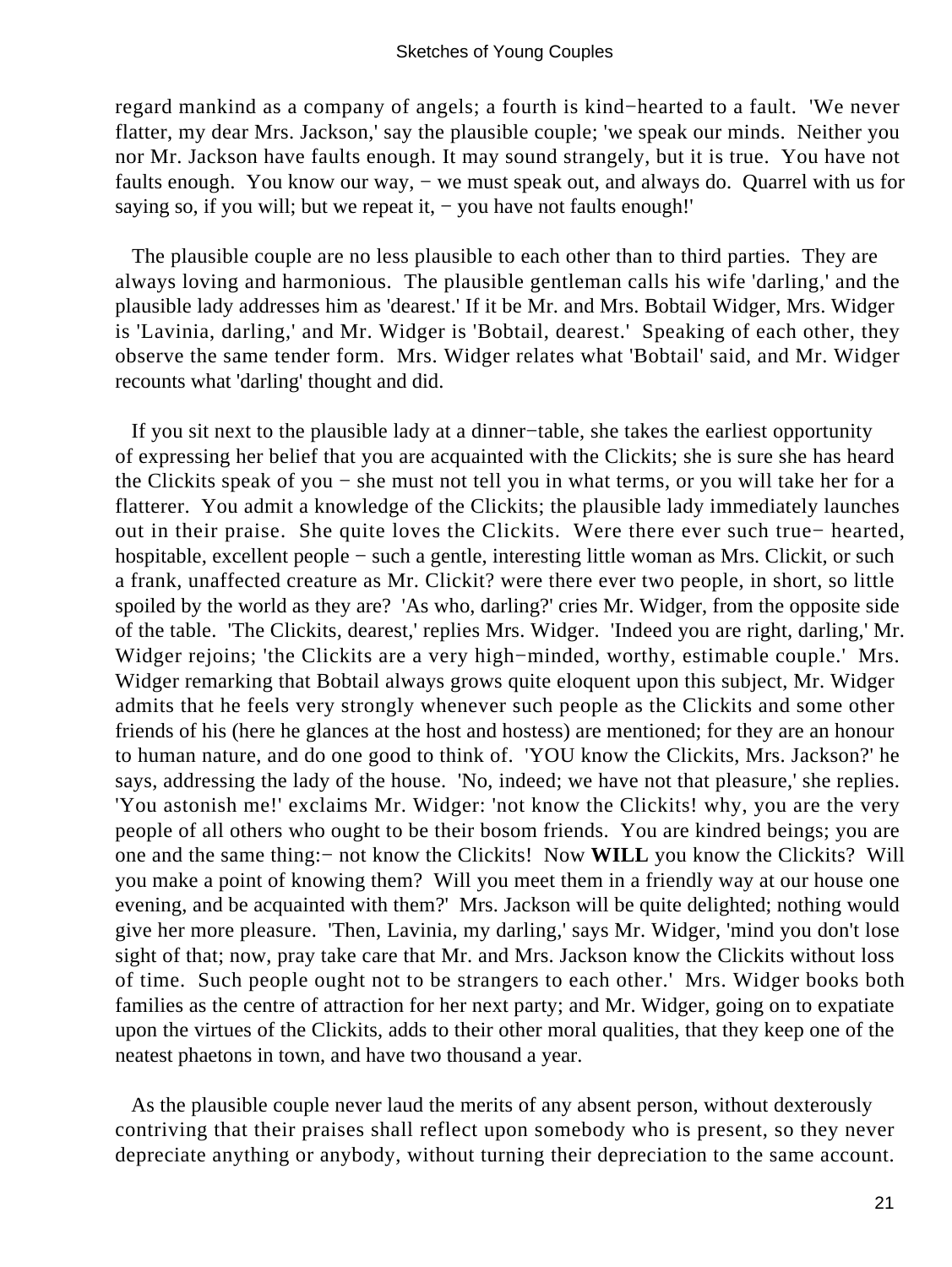regard mankind as a company of angels; a fourth is kind−hearted to a fault. 'We never flatter, my dear Mrs. Jackson,' say the plausible couple; 'we speak our minds. Neither you nor Mr. Jackson have faults enough. It may sound strangely, but it is true. You have not faults enough. You know our way, − we must speak out, and always do. Quarrel with us for saying so, if you will; but we repeat it, − you have not faults enough!'

The plausible couple are no less plausible to each other than to third parties. They are always loving and harmonious. The plausible gentleman calls his wife 'darling,' and the plausible lady addresses him as 'dearest.' If it be Mr. and Mrs. Bobtail Widger, Mrs. Widger is 'Lavinia, darling,' and Mr. Widger is 'Bobtail, dearest.' Speaking of each other, they observe the same tender form. Mrs. Widger relates what 'Bobtail' said, and Mr. Widger recounts what 'darling' thought and did.

If you sit next to the plausible lady at a dinner−table, she takes the earliest opportunity of expressing her belief that you are acquainted with the Clickits; she is sure she has heard the Clickits speak of you − she must not tell you in what terms, or you will take her for a flatterer. You admit a knowledge of the Clickits; the plausible lady immediately launches out in their praise. She quite loves the Clickits. Were there ever such true− hearted, hospitable, excellent people − such a gentle, interesting little woman as Mrs. Clickit, or such a frank, unaffected creature as Mr. Clickit? were there ever two people, in short, so little spoiled by the world as they are? 'As who, darling?' cries Mr. Widger, from the opposite side of the table. 'The Clickits, dearest,' replies Mrs. Widger. 'Indeed you are right, darling,' Mr. Widger rejoins; 'the Clickits are a very high−minded, worthy, estimable couple.' Mrs. Widger remarking that Bobtail always grows quite eloquent upon this subject, Mr. Widger admits that he feels very strongly whenever such people as the Clickits and some other friends of his (here he glances at the host and hostess) are mentioned; for they are an honour to human nature, and do one good to think of. 'YOU know the Clickits, Mrs. Jackson?' he says, addressing the lady of the house. 'No, indeed; we have not that pleasure,' she replies. 'You astonish me!' exclaims Mr. Widger: 'not know the Clickits! why, you are the very people of all others who ought to be their bosom friends. You are kindred beings; you are one and the same thing:− not know the Clickits! Now **WILL** you know the Clickits? Will you make a point of knowing them? Will you meet them in a friendly way at our house one evening, and be acquainted with them?' Mrs. Jackson will be quite delighted; nothing would give her more pleasure. 'Then, Lavinia, my darling,' says Mr. Widger, 'mind you don't lose sight of that; now, pray take care that Mr. and Mrs. Jackson know the Clickits without loss of time. Such people ought not to be strangers to each other.' Mrs. Widger books both families as the centre of attraction for her next party; and Mr. Widger, going on to expatiate upon the virtues of the Clickits, adds to their other moral qualities, that they keep one of the neatest phaetons in town, and have two thousand a year.

As the plausible couple never laud the merits of any absent person, without dexterously contriving that their praises shall reflect upon somebody who is present, so they never depreciate anything or anybody, without turning their depreciation to the same account.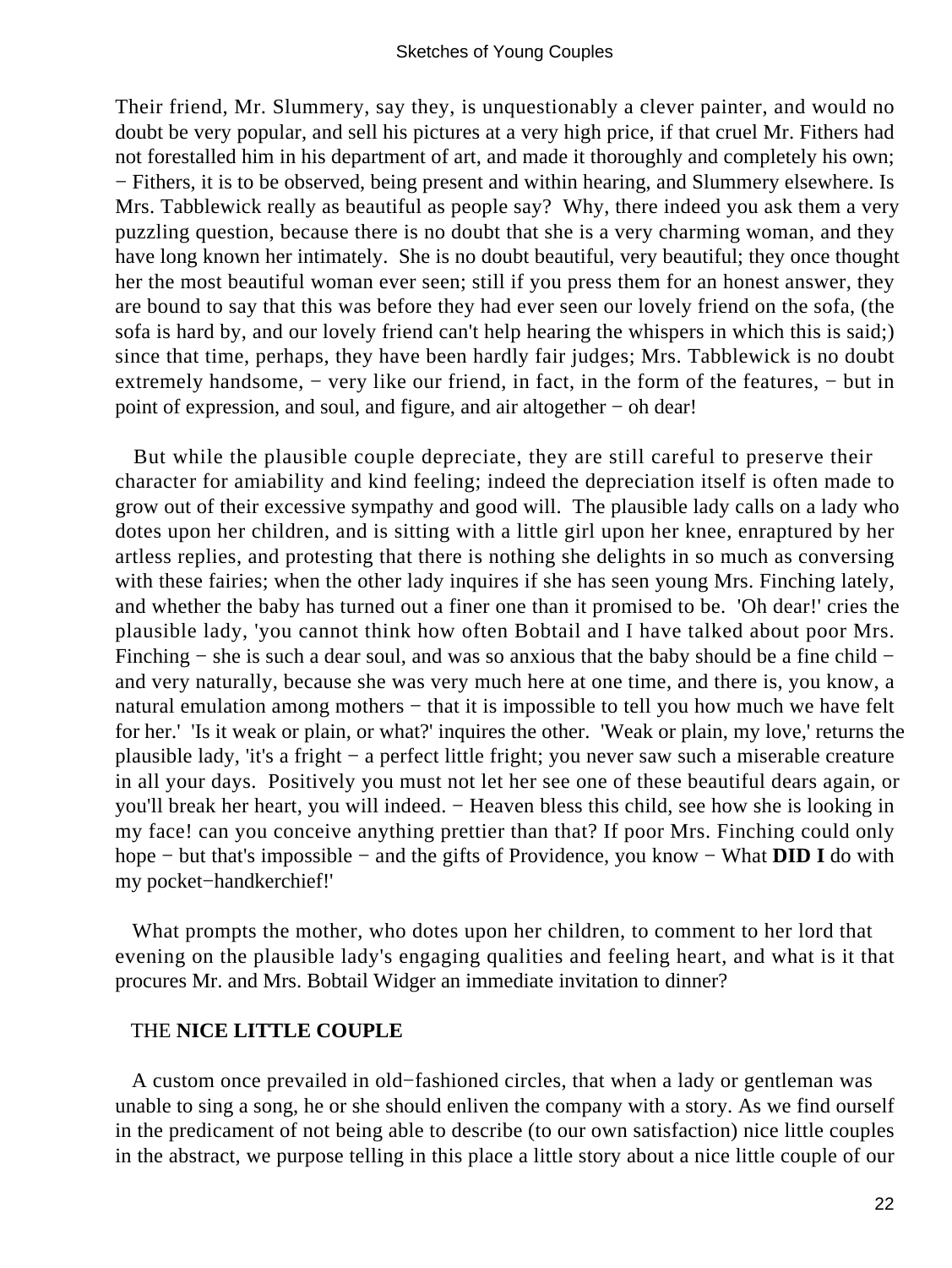Their friend, Mr. Slummery, say they, is unquestionably a clever painter, and would no doubt be very popular, and sell his pictures at a very high price, if that cruel Mr. Fithers had not forestalled him in his department of art, and made it thoroughly and completely his own; − Fithers, it is to be observed, being present and within hearing, and Slummery elsewhere. Is Mrs. Tabblewick really as beautiful as people say? Why, there indeed you ask them a very puzzling question, because there is no doubt that she is a very charming woman, and they have long known her intimately. She is no doubt beautiful, very beautiful; they once thought her the most beautiful woman ever seen; still if you press them for an honest answer, they are bound to say that this was before they had ever seen our lovely friend on the sofa, (the sofa is hard by, and our lovely friend can't help hearing the whispers in which this is said;) since that time, perhaps, they have been hardly fair judges; Mrs. Tabblewick is no doubt extremely handsome, − very like our friend, in fact, in the form of the features, − but in point of expression, and soul, and figure, and air altogether − oh dear!

But while the plausible couple depreciate, they are still careful to preserve their character for amiability and kind feeling; indeed the depreciation itself is often made to grow out of their excessive sympathy and good will. The plausible lady calls on a lady who dotes upon her children, and is sitting with a little girl upon her knee, enraptured by her artless replies, and protesting that there is nothing she delights in so much as conversing with these fairies; when the other lady inquires if she has seen young Mrs. Finching lately, and whether the baby has turned out a finer one than it promised to be. 'Oh dear!' cries the plausible lady, 'you cannot think how often Bobtail and I have talked about poor Mrs. Finching − she is such a dear soul, and was so anxious that the baby should be a fine child − and very naturally, because she was very much here at one time, and there is, you know, a natural emulation among mothers − that it is impossible to tell you how much we have felt for her.' 'Is it weak or plain, or what?' inquires the other. 'Weak or plain, my love,' returns the plausible lady, 'it's a fright − a perfect little fright; you never saw such a miserable creature in all your days. Positively you must not let her see one of these beautiful dears again, or you'll break her heart, you will indeed. − Heaven bless this child, see how she is looking in my face! can you conceive anything prettier than that? If poor Mrs. Finching could only hope − but that's impossible − and the gifts of Providence, you know − What **DID I** do with my pocket−handkerchief!'

What prompts the mother, who dotes upon her children, to comment to her lord that evening on the plausible lady's engaging qualities and feeling heart, and what is it that procures Mr. and Mrs. Bobtail Widger an immediate invitation to dinner?

## THE NICE LITTLE COUPLE

A custom once prevailed in old−fashioned circles, that when a lady or gentleman was unable to sing a song, he or she should enliven the company with a story. As we find ourself in the predicament of not being able to describe (to our own satisfaction) nice little couples in the abstract, we purpose telling in this place a little story about a nice little couple of our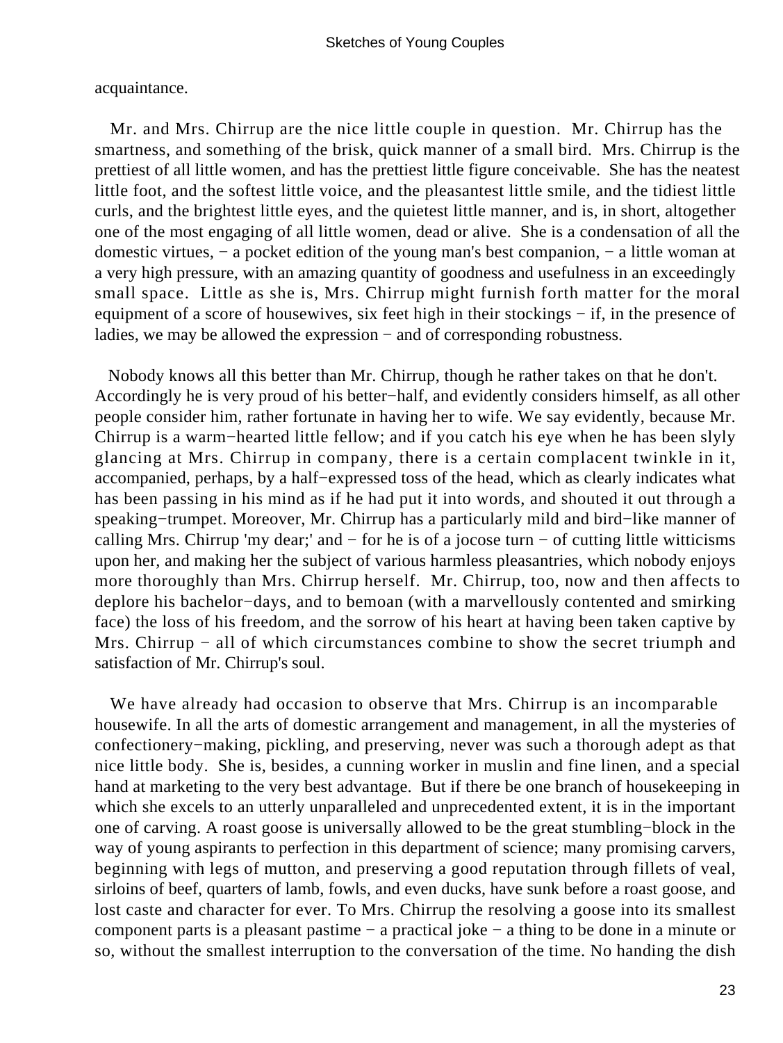acquaintance.

Mr. and Mrs. Chirrup are the nice little couple in question. Mr. Chirrup has the smartness, and something of the brisk, quick manner of a small bird. Mrs. Chirrup is the prettiest of all little women, and has the prettiest little figure conceivable. She has the neatest little foot, and the softest little voice, and the pleasantest little smile, and the tidiest little curls, and the brightest little eyes, and the quietest little manner, and is, in short, altogether one of the most engaging of all little women, dead or alive. She is a condensation of all the domestic virtues, − a pocket edition of the young man's best companion, − a little woman at a very high pressure, with an amazing quantity of goodness and usefulness in an exceedingly small space. Little as she is, Mrs. Chirrup might furnish forth matter for the moral equipment of a score of housewives, six feet high in their stockings − if, in the presence of ladies, we may be allowed the expression − and of corresponding robustness.

Nobody knows all this better than Mr. Chirrup, though he rather takes on that he don't. Accordingly he is very proud of his better−half, and evidently considers himself, as all other people consider him, rather fortunate in having her to wife. We say evidently, because Mr. Chirrup is a warm−hearted little fellow; and if you catch his eye when he has been slyly glancing at Mrs. Chirrup in company, there is a certain complacent twinkle in it, accompanied, perhaps, by a half−expressed toss of the head, which as clearly indicates what has been passing in his mind as if he had put it into words, and shouted it out through a speaking−trumpet. Moreover, Mr. Chirrup has a particularly mild and bird−like manner of calling Mrs. Chirrup 'my dear;' and − for he is of a jocose turn − of cutting little witticisms upon her, and making her the subject of various harmless pleasantries, which nobody enjoys more thoroughly than Mrs. Chirrup herself. Mr. Chirrup, too, now and then affects to deplore his bachelor−days, and to bemoan (with a marvellously contented and smirking face) the loss of his freedom, and the sorrow of his heart at having been taken captive by Mrs. Chirrup − all of which circumstances combine to show the secret triumph and satisfaction of Mr. Chirrup's soul.

We have already had occasion to observe that Mrs. Chirrup is an incomparable housewife. In all the arts of domestic arrangement and management, in all the mysteries of confectionery−making, pickling, and preserving, never was such a thorough adept as that nice little body. She is, besides, a cunning worker in muslin and fine linen, and a special hand at marketing to the very best advantage. But if there be one branch of housekeeping in which she excels to an utterly unparalleled and unprecedented extent, it is in the important one of carving. A roast goose is universally allowed to be the great stumbling−block in the way of young aspirants to perfection in this department of science; many promising carvers, beginning with legs of mutton, and preserving a good reputation through fillets of veal, sirloins of beef, quarters of lamb, fowls, and even ducks, have sunk before a roast goose, and lost caste and character for ever. To Mrs. Chirrup the resolving a goose into its smallest component parts is a pleasant pastime − a practical joke − a thing to be done in a minute or so, without the smallest interruption to the conversation of the time. No handing the dish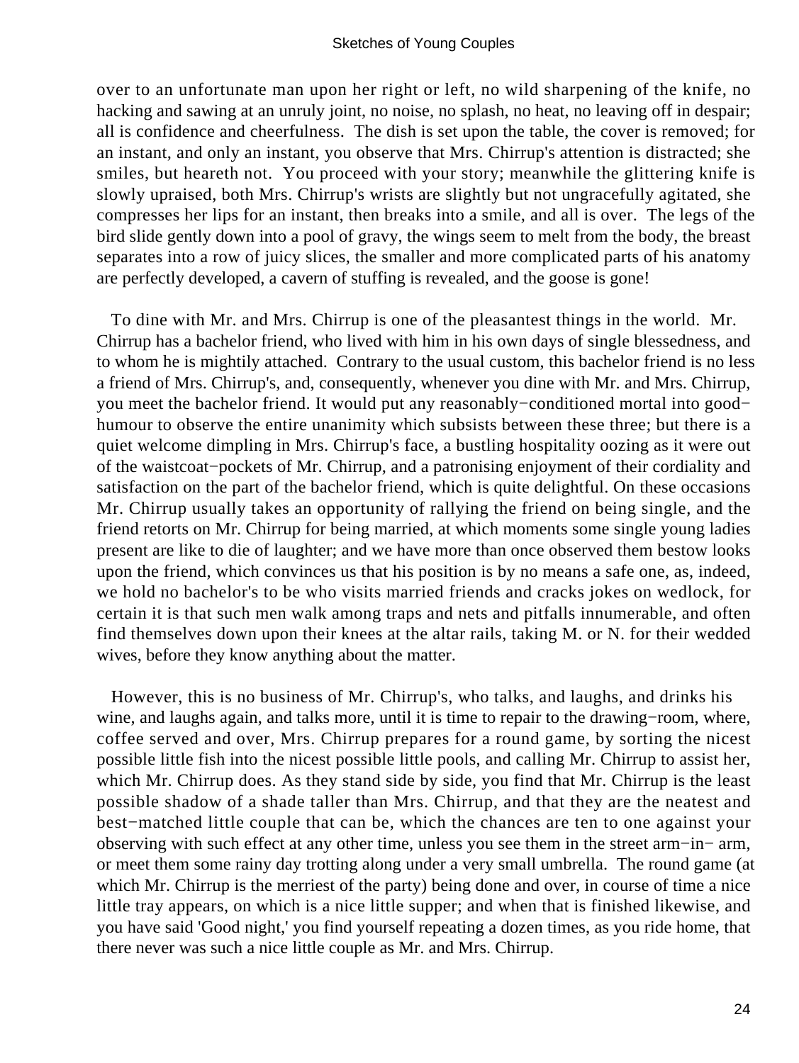over to an unfortunate man upon her right or left, no wild sharpening of the knife, no hacking and sawing at an unruly joint, no noise, no splash, no heat, no leaving off in despair; all is confidence and cheerfulness. The dish is set upon the table, the cover is removed; for an instant, and only an instant, you observe that Mrs. Chirrup's attention is distracted; she smiles, but heareth not. You proceed with your story; meanwhile the glittering knife is slowly upraised, both Mrs. Chirrup's wrists are slightly but not ungracefully agitated, she compresses her lips for an instant, then breaks into a smile, and all is over. The legs of the bird slide gently down into a pool of gravy, the wings seem to melt from the body, the breast separates into a row of juicy slices, the smaller and more complicated parts of his anatomy are perfectly developed, a cavern of stuffing is revealed, and the goose is gone!

To dine with Mr. and Mrs. Chirrup is one of the pleasantest things in the world. Mr. Chirrup has a bachelor friend, who lived with him in his own days of single blessedness, and to whom he is mightily attached. Contrary to the usual custom, this bachelor friend is no less a friend of Mrs. Chirrup's, and, consequently, whenever you dine with Mr. and Mrs. Chirrup, you meet the bachelor friend. It would put any reasonably−conditioned mortal into good−humour to observe the entire unanimity which subsists between these three; but there is a quiet welcome dimpling in Mrs. Chirrup's face, a bustling hospitality oozing as it were out of the waistcoat−pockets of Mr. Chirrup, and a patronising enjoyment of their cordiality and satisfaction on the part of the bachelor friend, which is quite delightful. On these occasions Mr. Chirrup usually takes an opportunity of rallying the friend on being single, and the friend retorts on Mr. Chirrup for being married, at which moments some single young ladies present are like to die of laughter; and we have more than once observed them bestow looks upon the friend, which convinces us that his position is by no means a safe one, as, indeed, we hold no bachelor's to be who visits married friends and cracks jokes on wedlock, for certain it is that such men walk among traps and nets and pitfalls innumerable, and often find themselves down upon their knees at the altar rails, taking M. or N. for their wedded wives, before they know anything about the matter.

However, this is no business of Mr. Chirrup's, who talks, and laughs, and drinks his wine, and laughs again, and talks more, until it is time to repair to the drawing−room, where, coffee served and over, Mrs. Chirrup prepares for a round game, by sorting the nicest possible little fish into the nicest possible little pools, and calling Mr. Chirrup to assist her, which Mr. Chirrup does. As they stand side by side, you find that Mr. Chirrup is the least possible shadow of a shade taller than Mrs. Chirrup, and that they are the neatest and best−matched little couple that can be, which the chances are ten to one against your observing with such effect at any other time, unless you see them in the street arm−in− arm, or meet them some rainy day trotting along under a very small umbrella. The round game (at which Mr. Chirrup is the merriest of the party) being done and over, in course of time a nice little tray appears, on which is a nice little supper; and when that is finished likewise, and you have said 'Good night,' you find yourself repeating a dozen times, as you ride home, that there never was such a nice little couple as Mr. and Mrs. Chirrup.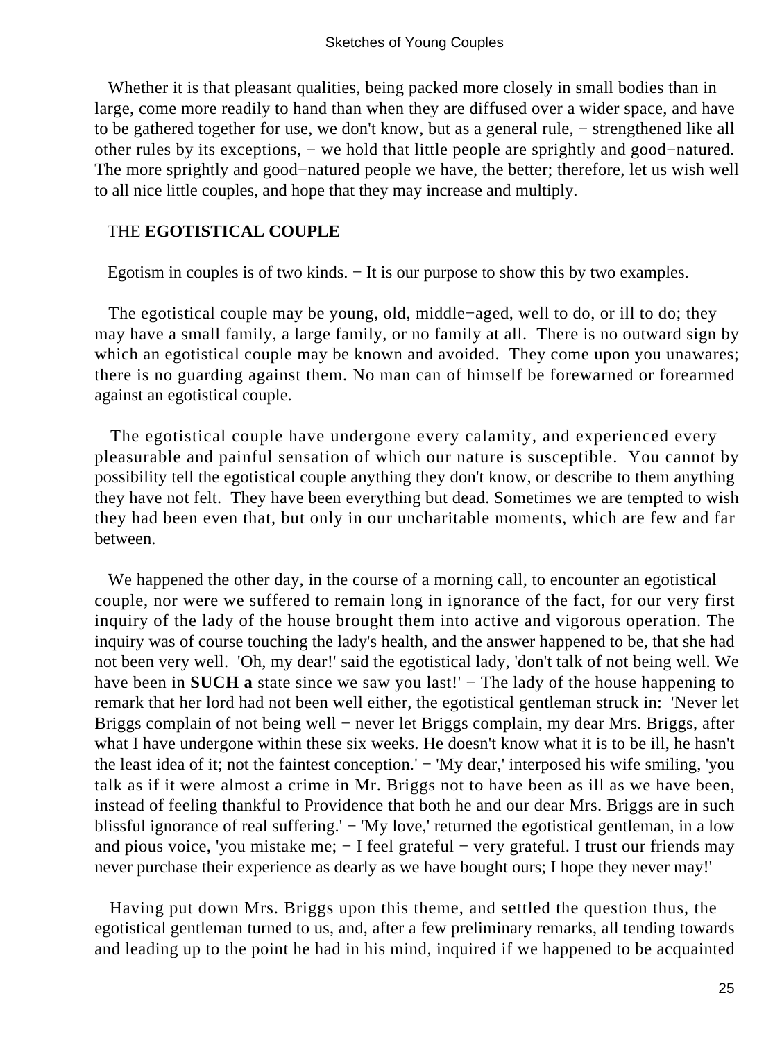Whether it is that pleasant qualities, being packed more closely in small bodies than in large, come more readily to hand than when they are diffused over a wider space, and have to be gathered together for use, we don't know, but as a general rule, − strengthened like all other rules by its exceptions, − we hold that little people are sprightly and good−natured. The more sprightly and good−natured people we have, the better; therefore, let us wish well to all nice little couples, and hope that they may increase and multiply.

## THE **EGOTISTICAL COUPLE**

Egotism in couples is of two kinds. − It is our purpose to show this by two examples.

The egotistical couple may be young, old, middle−aged, well to do, or ill to do; they may have a small family, a large family, or no family at all. There is no outward sign by which an egotistical couple may be known and avoided. They come upon you unawares; there is no guarding against them. No man can of himself be forewarned or forearmed against an egotistical couple.

The egotistical couple have undergone every calamity, and experienced every pleasurable and painful sensation of which our nature is susceptible. You cannot by possibility tell the egotistical couple anything they don't know, or describe to them anything they have not felt. They have been everything but dead. Sometimes we are tempted to wish they had been even that, but only in our uncharitable moments, which are few and far between.

We happened the other day, in the course of a morning call, to encounter an egotistical couple, nor were we suffered to remain long in ignorance of the fact, for our very first inquiry of the lady of the house brought them into active and vigorous operation. The inquiry was of course touching the lady's health, and the answer happened to be, that she had not been very well. 'Oh, my dear!' said the egotistical lady, 'don't talk of not being well. We have been in **SUCH a** state since we saw you last!' − The lady of the house happening to remark that her lord had not been well either, the egotistical gentleman struck in: 'Never let Briggs complain of not being well − never let Briggs complain, my dear Mrs. Briggs, after what I have undergone within these six weeks. He doesn't know what it is to be ill, he hasn't the least idea of it; not the faintest conception.' − 'My dear,' interposed his wife smiling, 'you talk as if it were almost a crime in Mr. Briggs not to have been as ill as we have been, instead of feeling thankful to Providence that both he and our dear Mrs. Briggs are in such blissful ignorance of real suffering.' − 'My love,' returned the egotistical gentleman, in a low and pious voice, 'you mistake me; − I feel grateful − very grateful. I trust our friends may never purchase their experience as dearly as we have bought ours; I hope they never may!'

Having put down Mrs. Briggs upon this theme, and settled the question thus, the egotistical gentleman turned to us, and, after a few preliminary remarks, all tending towards and leading up to the point he had in his mind, inquired if we happened to be acquainted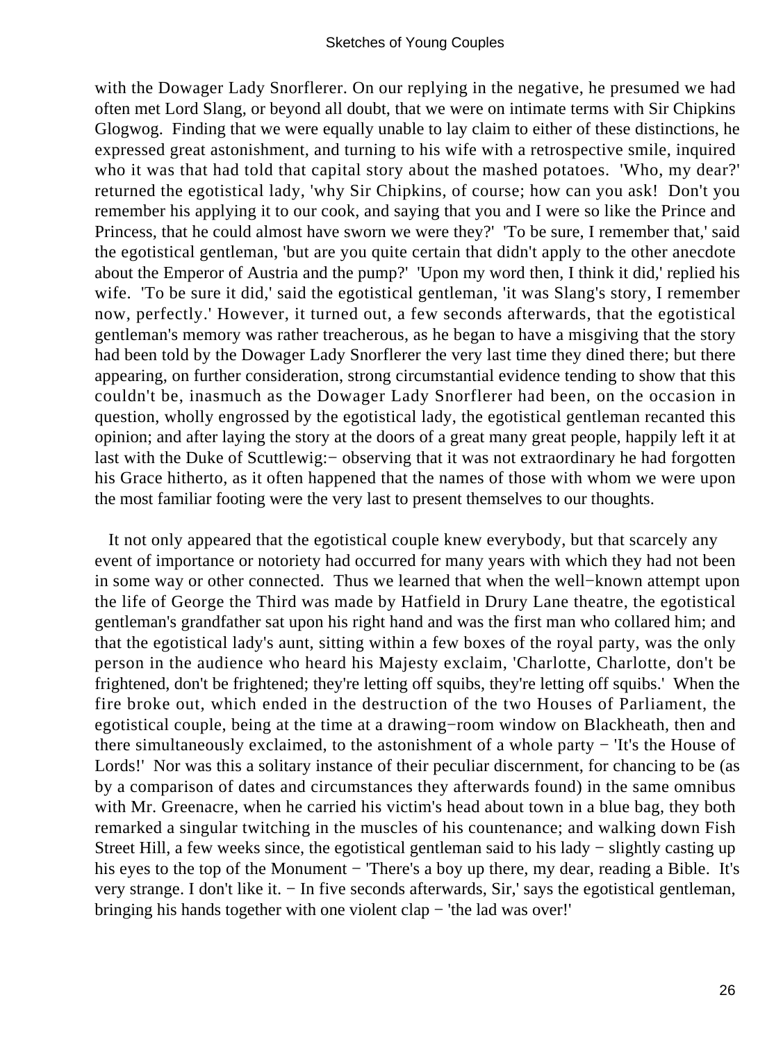with the Dowager Lady Snorflerer. On our replying in the negative, he presumed we had often met Lord Slang, or beyond all doubt, that we were on intimate terms with Sir Chipkins Glogwog. Finding that we were equally unable to lay claim to either of these distinctions, he expressed great astonishment, and turning to his wife with a retrospective smile, inquired who it was that had told that capital story about the mashed potatoes. 'Who, my dear?' returned the egotistical lady, 'why Sir Chipkins, of course; how can you ask! Don't you remember his applying it to our cook, and saying that you and I were so like the Prince and Princess, that he could almost have sworn we were they?' 'To be sure, I remember that,' said the egotistical gentleman, 'but are you quite certain that didn't apply to the other anecdote about the Emperor of Austria and the pump?' 'Upon my word then, I think it did,' replied his wife. 'To be sure it did,' said the egotistical gentleman, 'it was Slang's story, I remember now, perfectly.' However, it turned out, a few seconds afterwards, that the egotistical gentleman's memory was rather treacherous, as he began to have a misgiving that the story had been told by the Dowager Lady Snorflerer the very last time they dined there; but there appearing, on further consideration, strong circumstantial evidence tending to show that this couldn't be, inasmuch as the Dowager Lady Snorflerer had been, on the occasion in question, wholly engrossed by the egotistical lady, the egotistical gentleman recanted this opinion; and after laying the story at the doors of a great many great people, happily left it at last with the Duke of Scuttlewig:− observing that it was not extraordinary he had forgotten his Grace hitherto, as it often happened that the names of those with whom we were upon the most familiar footing were the very last to present themselves to our thoughts.

It not only appeared that the egotistical couple knew everybody, but that scarcely any event of importance or notoriety had occurred for many years with which they had not been in some way or other connected. Thus we learned that when the well−known attempt upon the life of George the Third was made by Hatfield in Drury Lane theatre, the egotistical gentleman's grandfather sat upon his right hand and was the first man who collared him; and that the egotistical lady's aunt, sitting within a few boxes of the royal party, was the only person in the audience who heard his Majesty exclaim, 'Charlotte, Charlotte, don't be frightened, don't be frightened; they're letting off squibs, they're letting off squibs.' When the fire broke out, which ended in the destruction of the two Houses of Parliament, the egotistical couple, being at the time at a drawing−room window on Blackheath, then and there simultaneously exclaimed, to the astonishment of a whole party − 'It's the House of Lords!' Nor was this a solitary instance of their peculiar discernment, for chancing to be (as by a comparison of dates and circumstances they afterwards found) in the same omnibus with Mr. Greenacre, when he carried his victim's head about town in a blue bag, they both remarked a singular twitching in the muscles of his countenance; and walking down Fish Street Hill, a few weeks since, the egotistical gentleman said to his lady − slightly casting up his eyes to the top of the Monument − 'There's a boy up there, my dear, reading a Bible. It's very strange. I don't like it. − In five seconds afterwards, Sir,' says the egotistical gentleman, bringing his hands together with one violent clap − 'the lad was over!'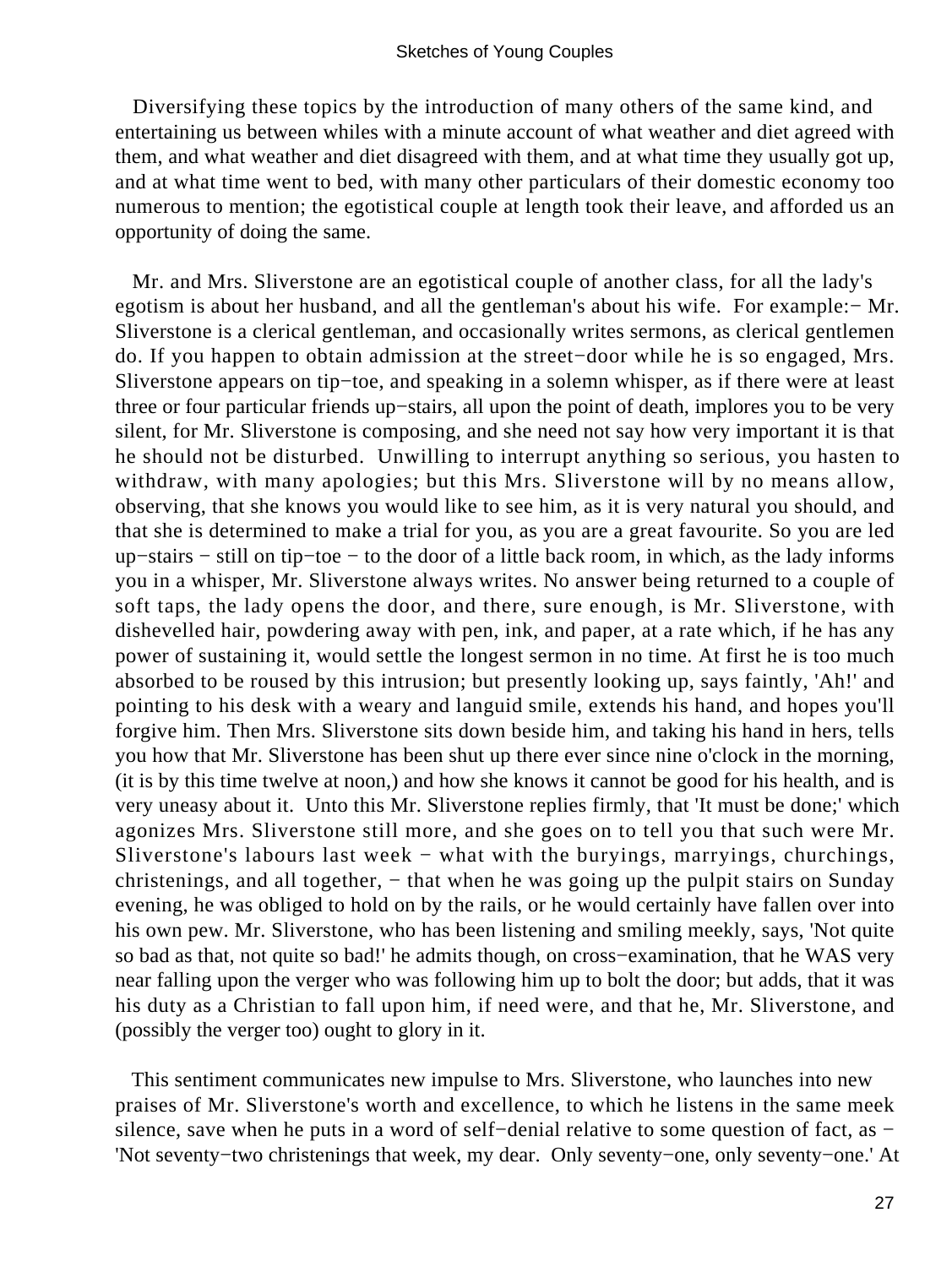Diversifying these topics by the introduction of many others of the same kind, and entertaining us between whiles with a minute account of what weather and diet agreed with them, and what weather and diet disagreed with them, and at what time they usually got up, and at what time went to bed, with many other particulars of their domestic economy too numerous to mention; the egotistical couple at length took their leave, and afforded us an opportunity of doing the same.

Mr. and Mrs. Sliverstone are an egotistical couple of another class, for all the lady's egotism is about her husband, and all the gentleman's about his wife. For example:− Mr. Sliverstone is a clerical gentleman, and occasionally writes sermons, as clerical gentlemen do. If you happen to obtain admission at the street−door while he is so engaged, Mrs. Sliverstone appears on tip−toe, and speaking in a solemn whisper, as if there were at least three or four particular friends up−stairs, all upon the point of death, implores you to be very silent, for Mr. Sliverstone is composing, and she need not say how very important it is that he should not be disturbed. Unwilling to interrupt anything so serious, you hasten to withdraw, with many apologies; but this Mrs. Sliverstone will by no means allow, observing, that she knows you would like to see him, as it is very natural you should, and that she is determined to make a trial for you, as you are a great favourite. So you are led up−stairs − still on tip−toe − to the door of a little back room, in which, as the lady informs you in a whisper, Mr. Sliverstone always writes. No answer being returned to a couple of soft taps, the lady opens the door, and there, sure enough, is Mr. Sliverstone, with dishevelled hair, powdering away with pen, ink, and paper, at a rate which, if he has any power of sustaining it, would settle the longest sermon in no time. At first he is too much absorbed to be roused by this intrusion; but presently looking up, says faintly, 'Ah!' and pointing to his desk with a weary and languid smile, extends his hand, and hopes you'll forgive him. Then Mrs. Sliverstone sits down beside him, and taking his hand in hers, tells you how that Mr. Sliverstone has been shut up there ever since nine o'clock in the morning, (it is by this time twelve at noon,) and how she knows it cannot be good for his health, and is very uneasy about it. Unto this Mr. Sliverstone replies firmly, that 'It must be done;' which agonizes Mrs. Sliverstone still more, and she goes on to tell you that such were Mr. Sliverstone's labours last week − what with the buryings, marryings, churchings, christenings, and all together, − that when he was going up the pulpit stairs on Sunday evening, he was obliged to hold on by the rails, or he would certainly have fallen over into his own pew. Mr. Sliverstone, who has been listening and smiling meekly, says, 'Not quite so bad as that, not quite so bad!' he admits though, on cross−examination, that he WAS very near falling upon the verger who was following him up to bolt the door; but adds, that it was his duty as a Christian to fall upon him, if need were, and that he, Mr. Sliverstone, and (possibly the verger too) ought to glory in it.

This sentiment communicates new impulse to Mrs. Sliverstone, who launches into new praises of Mr. Sliverstone's worth and excellence, to which he listens in the same meek silence, save when he puts in a word of self−denial relative to some question of fact, as − 'Not seventy−two christenings that week, my dear. Only seventy−one, only seventy−one.' At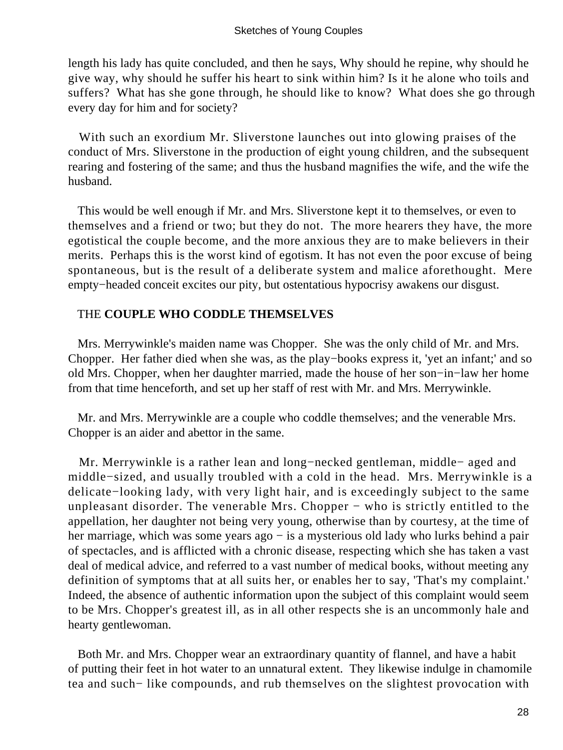length his lady has quite concluded, and then he says, Why should he repine, why should he give way, why should he suffer his heart to sink within him? Is it he alone who toils and suffers? What has she gone through, he should like to know? What does she go through every day for him and for society?

With such an exordium Mr. Sliverstone launches out into glowing praises of the conduct of Mrs. Sliverstone in the production of eight young children, and the subsequent rearing and fostering of the same; and thus the husband magnifies the wife, and the wife the husband.

This would be well enough if Mr. and Mrs. Sliverstone kept it to themselves, or even to themselves and a friend or two; but they do not. The more hearers they have, the more egotistical the couple become, and the more anxious they are to make believers in their merits. Perhaps this is the worst kind of egotism. It has not even the poor excuse of being spontaneous, but is the result of a deliberate system and malice aforethought. Mere empty−headed conceit excites our pity, but ostentatious hypocrisy awakens our disgust.

## THE **COUPLE WHO CODDLE THEMSELVES**

Mrs. Merrywinkle's maiden name was Chopper. She was the only child of Mr. and Mrs. Chopper. Her father died when she was, as the play−books express it, 'yet an infant;' and so old Mrs. Chopper, when her daughter married, made the house of her son−in−law her home from that time henceforth, and set up her staff of rest with Mr. and Mrs. Merrywinkle.

Mr. and Mrs. Merrywinkle are a couple who coddle themselves; and the venerable Mrs. Chopper is an aider and abettor in the same.

Mr. Merrywinkle is a rather lean and long−necked gentleman, middle− aged and middle−sized, and usually troubled with a cold in the head. Mrs. Merrywinkle is a delicate−looking lady, with very light hair, and is exceedingly subject to the same unpleasant disorder. The venerable Mrs. Chopper − who is strictly entitled to the appellation, her daughter not being very young, otherwise than by courtesy, at the time of her marriage, which was some years ago − is a mysterious old lady who lurks behind a pair of spectacles, and is afflicted with a chronic disease, respecting which she has taken a vast deal of medical advice, and referred to a vast number of medical books, without meeting any definition of symptoms that at all suits her, or enables her to say, 'That's my complaint.' Indeed, the absence of authentic information upon the subject of this complaint would seem to be Mrs. Chopper's greatest ill, as in all other respects she is an uncommonly hale and hearty gentlewoman.

Both Mr. and Mrs. Chopper wear an extraordinary quantity of flannel, and have a habit of putting their feet in hot water to an unnatural extent. They likewise indulge in chamomile tea and such− like compounds, and rub themselves on the slightest provocation with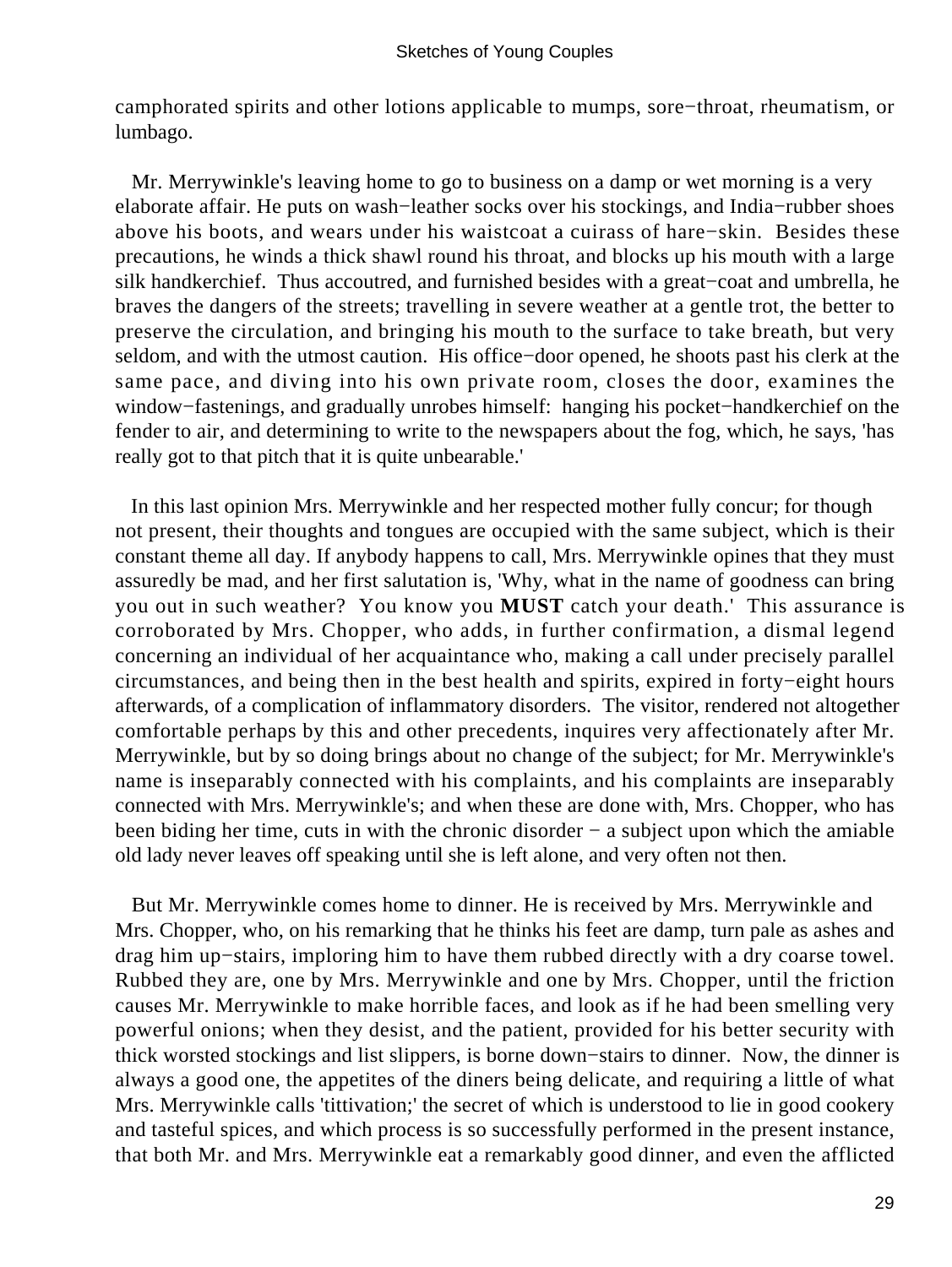camphorated spirits and other lotions applicable to mumps, sore−throat, rheumatism, or lumbago.

Mr. Merrywinkle's leaving home to go to business on a damp or wet morning is a very elaborate affair. He puts on wash−leather socks over his stockings, and India−rubber shoes above his boots, and wears under his waistcoat a cuirass of hare−skin. Besides these precautions, he winds a thick shawl round his throat, and blocks up his mouth with a large silk handkerchief. Thus accoutred, and furnished besides with a great−coat and umbrella, he braves the dangers of the streets; travelling in severe weather at a gentle trot, the better to preserve the circulation, and bringing his mouth to the surface to take breath, but very seldom, and with the utmost caution. His office−door opened, he shoots past his clerk at the same pace, and diving into his own private room, closes the door, examines the window−fastenings, and gradually unrobes himself: hanging his pocket−handkerchief on the fender to air, and determining to write to the newspapers about the fog, which, he says, 'has really got to that pitch that it is quite unbearable.'

In this last opinion Mrs. Merrywinkle and her respected mother fully concur; for though not present, their thoughts and tongues are occupied with the same subject, which is their constant theme all day. If anybody happens to call, Mrs. Merrywinkle opines that they must assuredly be mad, and her first salutation is, 'Why, what in the name of goodness can bring you out in such weather? You know you **MUST** catch your death.' This assurance is corroborated by Mrs. Chopper, who adds, in further confirmation, a dismal legend concerning an individual of her acquaintance who, making a call under precisely parallel circumstances, and being then in the best health and spirits, expired in forty−eight hours afterwards, of a complication of inflammatory disorders. The visitor, rendered not altogether comfortable perhaps by this and other precedents, inquires very affectionately after Mr. Merrywinkle, but by so doing brings about no change of the subject; for Mr. Merrywinkle's name is inseparably connected with his complaints, and his complaints are inseparably connected with Mrs. Merrywinkle's; and when these are done with, Mrs. Chopper, who has been biding her time, cuts in with the chronic disorder − a subject upon which the amiable old lady never leaves off speaking until she is left alone, and very often not then.

But Mr. Merrywinkle comes home to dinner. He is received by Mrs. Merrywinkle and Mrs. Chopper, who, on his remarking that he thinks his feet are damp, turn pale as ashes and drag him up−stairs, imploring him to have them rubbed directly with a dry coarse towel. Rubbed they are, one by Mrs. Merrywinkle and one by Mrs. Chopper, until the friction causes Mr. Merrywinkle to make horrible faces, and look as if he had been smelling very powerful onions; when they desist, and the patient, provided for his better security with thick worsted stockings and list slippers, is borne down−stairs to dinner. Now, the dinner is always a good one, the appetites of the diners being delicate, and requiring a little of what Mrs. Merrywinkle calls 'tittivation;' the secret of which is understood to lie in good cookery and tasteful spices, and which process is so successfully performed in the present instance, that both Mr. and Mrs. Merrywinkle eat a remarkably good dinner, and even the afflicted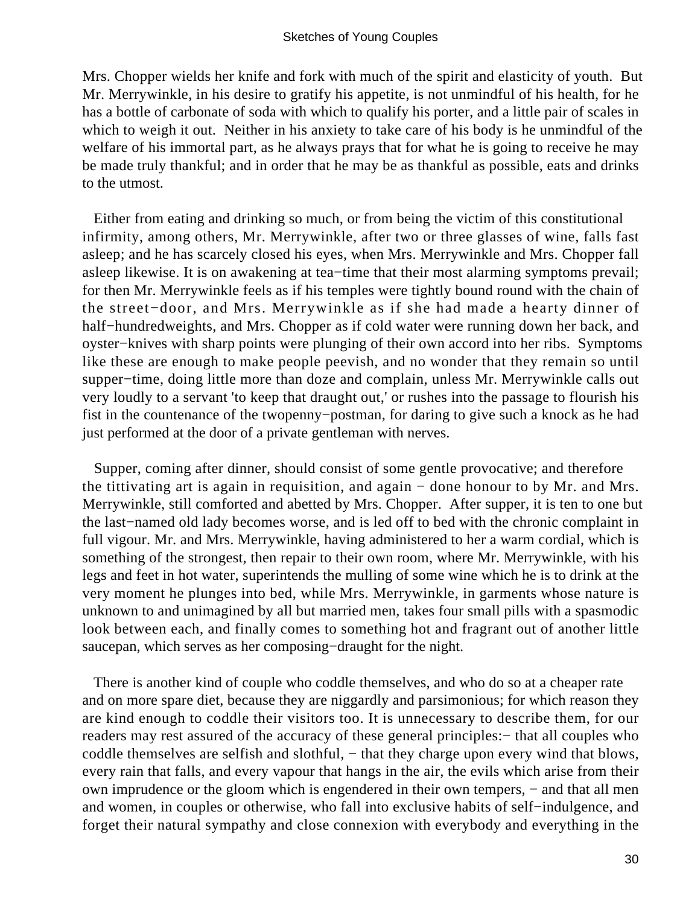Mrs. Chopper wields her knife and fork with much of the spirit and elasticity of youth. But Mr. Merrywinkle, in his desire to gratify his appetite, is not unmindful of his health, for he has a bottle of carbonate of soda with which to qualify his porter, and a little pair of scales in which to weigh it out. Neither in his anxiety to take care of his body is he unmindful of the welfare of his immortal part, as he always prays that for what he is going to receive he may be made truly thankful; and in order that he may be as thankful as possible, eats and drinks to the utmost.

Either from eating and drinking so much, or from being the victim of this constitutional infirmity, among others, Mr. Merrywinkle, after two or three glasses of wine, falls fast asleep; and he has scarcely closed his eyes, when Mrs. Merrywinkle and Mrs. Chopper fall asleep likewise. It is on awakening at tea−time that their most alarming symptoms prevail; for then Mr. Merrywinkle feels as if his temples were tightly bound round with the chain of the street−door, and Mrs. Merrywinkle as if she had made a hearty dinner of half−hundredweights, and Mrs. Chopper as if cold water were running down her back, and oyster−knives with sharp points were plunging of their own accord into her ribs. Symptoms like these are enough to make people peevish, and no wonder that they remain so until supper−time, doing little more than doze and complain, unless Mr. Merrywinkle calls out very loudly to a servant 'to keep that draught out,' or rushes into the passage to flourish his fist in the countenance of the twopenny−postman, for daring to give such a knock as he had just performed at the door of a private gentleman with nerves.

Supper, coming after dinner, should consist of some gentle provocative; and therefore the tittivating art is again in requisition, and again − done honour to by Mr. and Mrs. Merrywinkle, still comforted and abetted by Mrs. Chopper. After supper, it is ten to one but the last−named old lady becomes worse, and is led off to bed with the chronic complaint in full vigour. Mr. and Mrs. Merrywinkle, having administered to her a warm cordial, which is something of the strongest, then repair to their own room, where Mr. Merrywinkle, with his legs and feet in hot water, superintends the mulling of some wine which he is to drink at the very moment he plunges into bed, while Mrs. Merrywinkle, in garments whose nature is unknown to and unimagined by all but married men, takes four small pills with a spasmodic look between each, and finally comes to something hot and fragrant out of another little saucepan, which serves as her composing−draught for the night.

There is another kind of couple who coddle themselves, and who do so at a cheaper rate and on more spare diet, because they are niggardly and parsimonious; for which reason they are kind enough to coddle their visitors too. It is unnecessary to describe them, for our readers may rest assured of the accuracy of these general principles:− that all couples who coddle themselves are selfish and slothful, − that they charge upon every wind that blows, every rain that falls, and every vapour that hangs in the air, the evils which arise from their own imprudence or the gloom which is engendered in their own tempers, − and that all men and women, in couples or otherwise, who fall into exclusive habits of self−indulgence, and forget their natural sympathy and close connexion with everybody and everything in the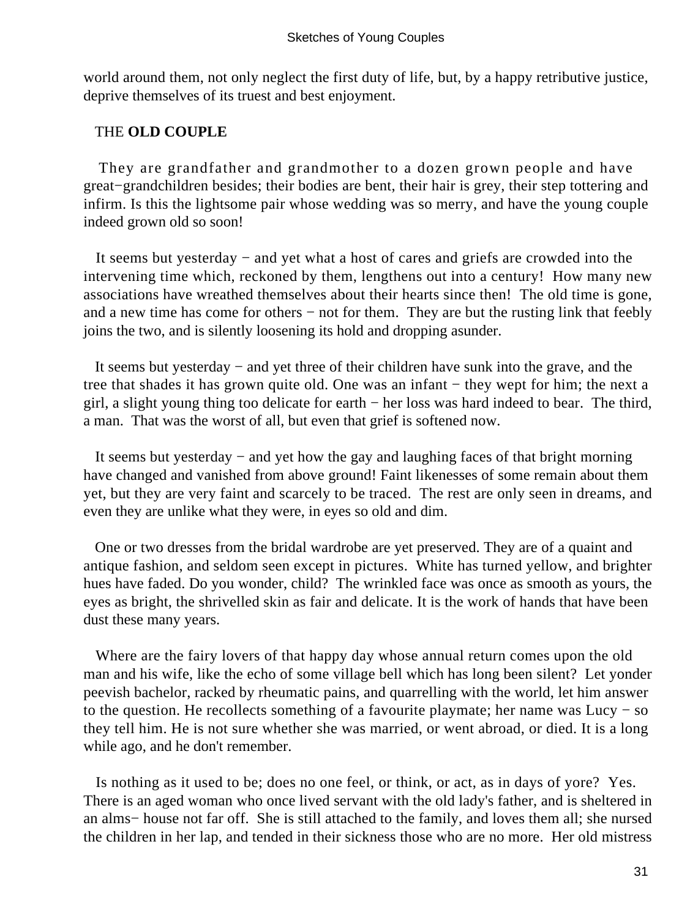world around them, not only neglect the first duty of life, but, by a happy retributive justice, deprive themselves of its truest and best enjoyment.

## THE **OLD COUPLE**

They are grandfather and grandmother to a dozen grown people and have great−grandchildren besides; their bodies are bent, their hair is grey, their step tottering and infirm. Is this the lightsome pair whose wedding was so merry, and have the young couple indeed grown old so soon!

It seems but yesterday − and yet what a host of cares and griefs are crowded into the intervening time which, reckoned by them, lengthens out into a century! How many new associations have wreathed themselves about their hearts since then! The old time is gone, and a new time has come for others − not for them. They are but the rusting link that feebly joins the two, and is silently loosening its hold and dropping asunder.

It seems but yesterday − and yet three of their children have sunk into the grave, and the tree that shades it has grown quite old. One was an infant − they wept for him; the next a girl, a slight young thing too delicate for earth − her loss was hard indeed to bear. The third, a man. That was the worst of all, but even that grief is softened now.

It seems but yesterday − and yet how the gay and laughing faces of that bright morning have changed and vanished from above ground! Faint likenesses of some remain about them yet, but they are very faint and scarcely to be traced. The rest are only seen in dreams, and even they are unlike what they were, in eyes so old and dim.

One or two dresses from the bridal wardrobe are yet preserved. They are of a quaint and antique fashion, and seldom seen except in pictures. White has turned yellow, and brighter hues have faded. Do you wonder, child? The wrinkled face was once as smooth as yours, the eyes as bright, the shrivelled skin as fair and delicate. It is the work of hands that have been dust these many years.

Where are the fairy lovers of that happy day whose annual return comes upon the old man and his wife, like the echo of some village bell which has long been silent? Let yonder peevish bachelor, racked by rheumatic pains, and quarrelling with the world, let him answer to the question. He recollects something of a favourite playmate; her name was Lucy − so they tell him. He is not sure whether she was married, or went abroad, or died. It is a long while ago, and he don't remember.

Is nothing as it used to be; does no one feel, or think, or act, as in days of yore? Yes. There is an aged woman who once lived servant with the old lady's father, and is sheltered in an alms− house not far off. She is still attached to the family, and loves them all; she nursed the children in her lap, and tended in their sickness those who are no more. Her old mistress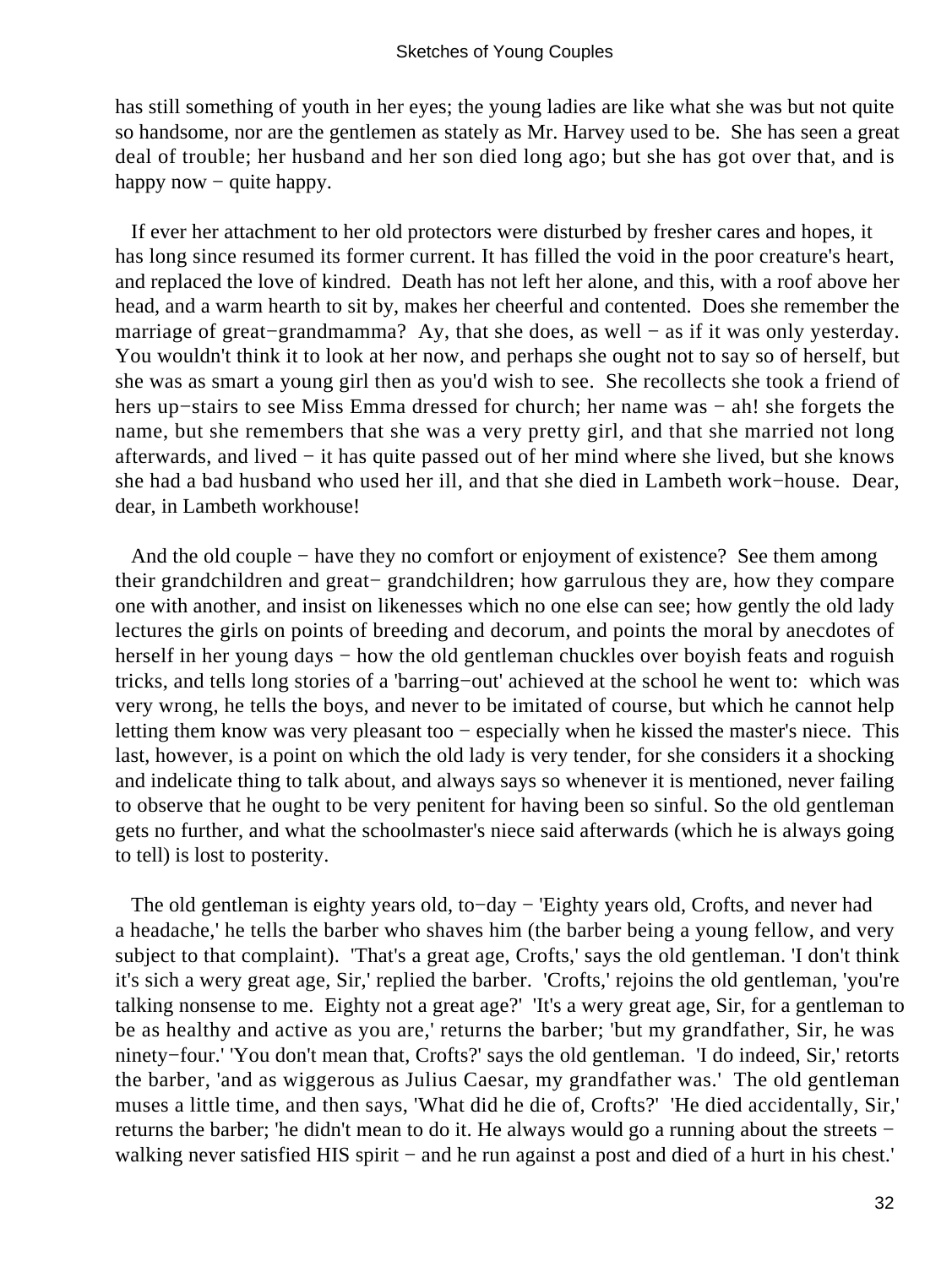has still something of youth in her eyes; the young ladies are like what she was but not quite so handsome, nor are the gentlemen as stately as Mr. Harvey used to be. She has seen a great deal of trouble; her husband and her son died long ago; but she has got over that, and is happy now − quite happy.

If ever her attachment to her old protectors were disturbed by fresher cares and hopes, it has long since resumed its former current. It has filled the void in the poor creature's heart, and replaced the love of kindred. Death has not left her alone, and this, with a roof above her head, and a warm hearth to sit by, makes her cheerful and contented. Does she remember the marriage of great−grandmamma? Ay, that she does, as well − as if it was only yesterday. You wouldn't think it to look at her now, and perhaps she ought not to say so of herself, but she was as smart a young girl then as you'd wish to see. She recollects she took a friend of hers up−stairs to see Miss Emma dressed for church; her name was − ah! she forgets the name, but she remembers that she was a very pretty girl, and that she married not long afterwards, and lived − it has quite passed out of her mind where she lived, but she knows she had a bad husband who used her ill, and that she died in Lambeth work−house. Dear, dear, in Lambeth workhouse!

And the old couple − have they no comfort or enjoyment of existence? See them among their grandchildren and great− grandchildren; how garrulous they are, how they compare one with another, and insist on likenesses which no one else can see; how gently the old lady lectures the girls on points of breeding and decorum, and points the moral by anecdotes of herself in her young days − how the old gentleman chuckles over boyish feats and roguish tricks, and tells long stories of a 'barring−out' achieved at the school he went to: which was very wrong, he tells the boys, and never to be imitated of course, but which he cannot help letting them know was very pleasant too − especially when he kissed the master's niece. This last, however, is a point on which the old lady is very tender, for she considers it a shocking and indelicate thing to talk about, and always says so whenever it is mentioned, never failing to observe that he ought to be very penitent for having been so sinful. So the old gentleman gets no further, and what the schoolmaster's niece said afterwards (which he is always going to tell) is lost to posterity.

The old gentleman is eighty years old, to−day − 'Eighty years old, Crofts, and never had a headache,' he tells the barber who shaves him (the barber being a young fellow, and very subject to that complaint). 'That's a great age, Crofts,' says the old gentleman. 'I don't think it's sich a wery great age, Sir,' replied the barber. 'Crofts,' rejoins the old gentleman, 'you're talking nonsense to me. Eighty not a great age?' 'It's a wery great age, Sir, for a gentleman to be as healthy and active as you are,' returns the barber; 'but my grandfather, Sir, he was ninety−four.' 'You don't mean that, Crofts?' says the old gentleman. 'I do indeed, Sir,' retorts the barber, 'and as wiggerous as Julius Caesar, my grandfather was.' The old gentleman muses a little time, and then says, 'What did he die of, Crofts?' 'He died accidentally, Sir,' returns the barber; 'he didn't mean to do it. He always would go a running about the streets − walking never satisfied HIS spirit − and he run against a post and died of a hurt in his chest.'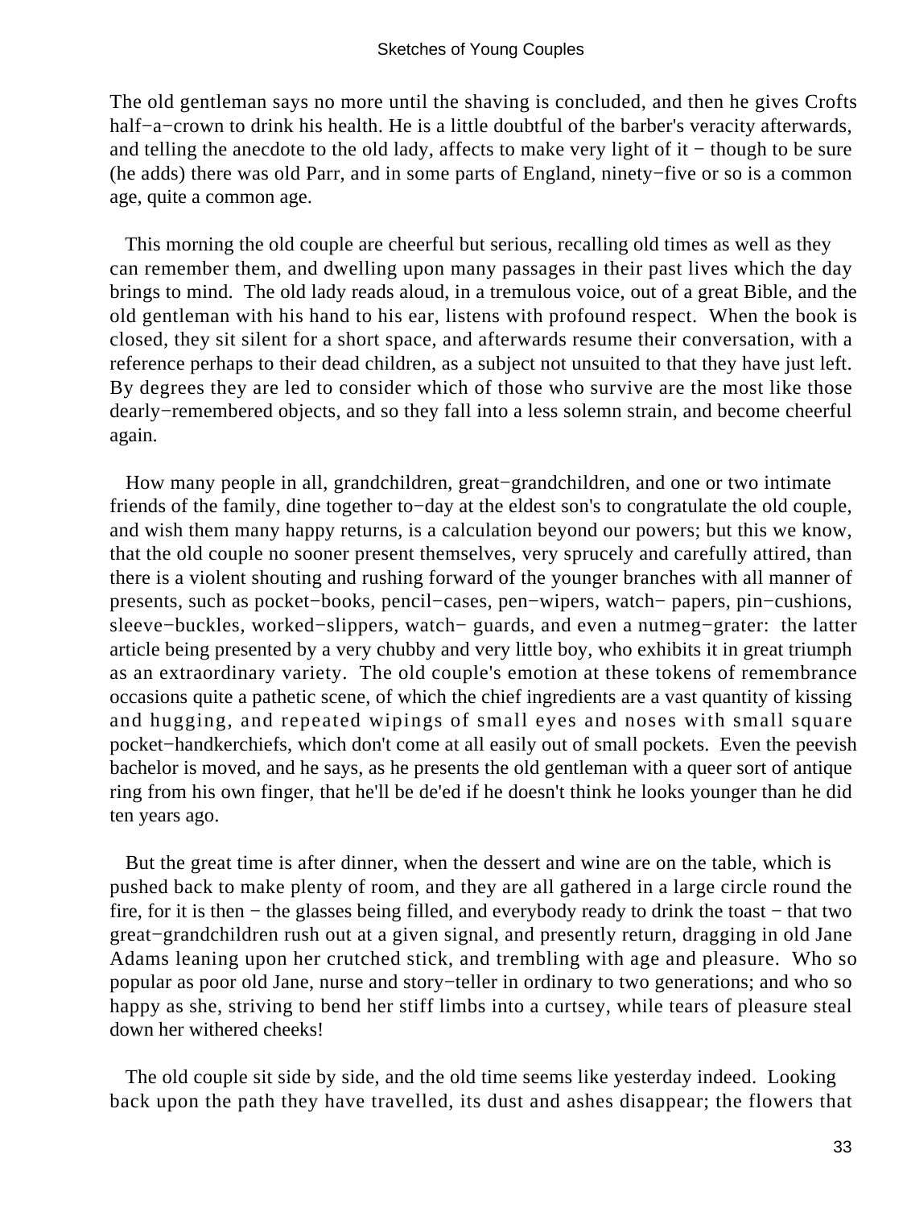The old gentleman says no more until the shaving is concluded, and then he gives Crofts half−a−crown to drink his health. He is a little doubtful of the barber's veracity afterwards, and telling the anecdote to the old lady, affects to make very light of it − though to be sure (he adds) there was old Parr, and in some parts of England, ninety−five or so is a common age, quite a common age.

This morning the old couple are cheerful but serious, recalling old times as well as they can remember them, and dwelling upon many passages in their past lives which the day brings to mind. The old lady reads aloud, in a tremulous voice, out of a great Bible, and the old gentleman with his hand to his ear, listens with profound respect. When the book is closed, they sit silent for a short space, and afterwards resume their conversation, with a reference perhaps to their dead children, as a subject not unsuited to that they have just left. By degrees they are led to consider which of those who survive are the most like those dearly−remembered objects, and so they fall into a less solemn strain, and become cheerful again.

How many people in all, grandchildren, great−grandchildren, and one or two intimate friends of the family, dine together to−day at the eldest son's to congratulate the old couple, and wish them many happy returns, is a calculation beyond our powers; but this we know, that the old couple no sooner present themselves, very sprucely and carefully attired, than there is a violent shouting and rushing forward of the younger branches with all manner of presents, such as pocket−books, pencil−cases, pen−wipers, watch− papers, pin−cushions, sleeve−buckles, worked−slippers, watch− guards, and even a nutmeg−grater: the latter article being presented by a very chubby and very little boy, who exhibits it in great triumph as an extraordinary variety. The old couple's emotion at these tokens of remembrance occasions quite a pathetic scene, of which the chief ingredients are a vast quantity of kissing and hugging, and repeated wipings of small eyes and noses with small square pocket−handkerchiefs, which don't come at all easily out of small pockets. Even the peevish bachelor is moved, and he says, as he presents the old gentleman with a queer sort of antique ring from his own finger, that he'll be de'ed if he doesn't think he looks younger than he did ten years ago.

But the great time is after dinner, when the dessert and wine are on the table, which is pushed back to make plenty of room, and they are all gathered in a large circle round the fire, for it is then − the glasses being filled, and everybody ready to drink the toast − that two great−grandchildren rush out at a given signal, and presently return, dragging in old Jane Adams leaning upon her crutched stick, and trembling with age and pleasure. Who so popular as poor old Jane, nurse and story−teller in ordinary to two generations; and who so happy as she, striving to bend her stiff limbs into a curtsey, while tears of pleasure steal down her withered cheeks!

The old couple sit side by side, and the old time seems like yesterday indeed. Looking back upon the path they have travelled, its dust and ashes disappear; the flowers that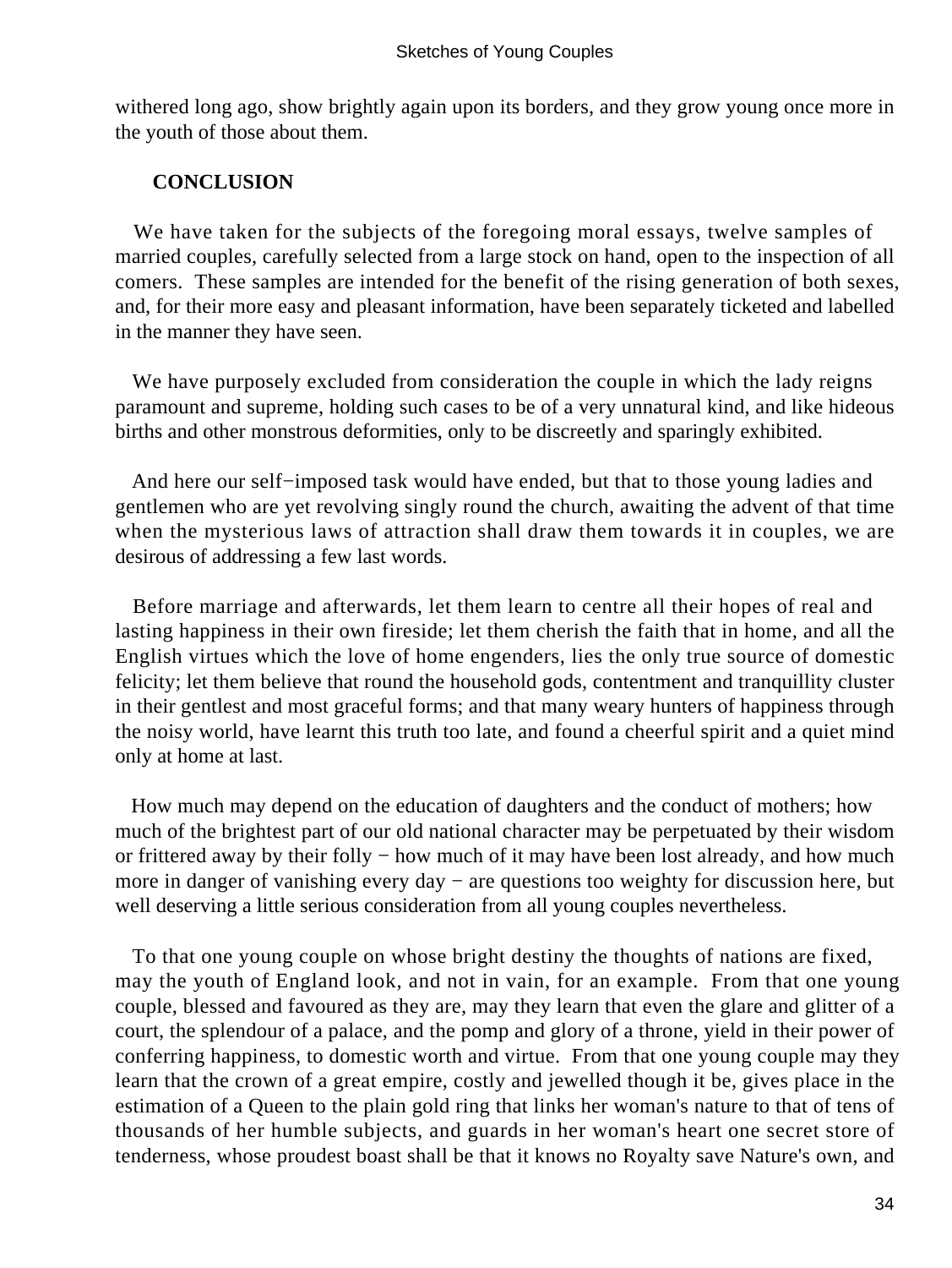withered long ago, show brightly again upon its borders, and they grow young once more in the youth of those about them.

## CONCLUSION

We have taken for the subjects of the foregoing moral essays, twelve samples of married couples, carefully selected from a large stock on hand, open to the inspection of all comers. These samples are intended for the benefit of the rising generation of both sexes, and, for their more easy and pleasant information, have been separately ticketed and labelled in the manner they have seen.

We have purposely excluded from consideration the couple in which the lady reigns paramount and supreme, holding such cases to be of a very unnatural kind, and like hideous births and other monstrous deformities, only to be discreetly and sparingly exhibited.

And here our self−imposed task would have ended, but that to those young ladies and gentlemen who are yet revolving singly round the church, awaiting the advent of that time when the mysterious laws of attraction shall draw them towards it in couples, we are desirous of addressing a few last words.

Before marriage and afterwards, let them learn to centre all their hopes of real and lasting happiness in their own fireside; let them cherish the faith that in home, and all the English virtues which the love of home engenders, lies the only true source of domestic felicity; let them believe that round the household gods, contentment and tranquillity cluster in their gentlest and most graceful forms; and that many weary hunters of happiness through the noisy world, have learnt this truth too late, and found a cheerful spirit and a quiet mind only at home at last.

How much may depend on the education of daughters and the conduct of mothers; how much of the brightest part of our old national character may be perpetuated by their wisdom or frittered away by their folly − how much of it may have been lost already, and how much more in danger of vanishing every day − are questions too weighty for discussion here, but well deserving a little serious consideration from all young couples nevertheless.

To that one young couple on whose bright destiny the thoughts of nations are fixed, may the youth of England look, and not in vain, for an example. From that one young couple, blessed and favoured as they are, may they learn that even the glare and glitter of a court, the splendour of a palace, and the pomp and glory of a throne, yield in their power of conferring happiness, to domestic worth and virtue. From that one young couple may they learn that the crown of a great empire, costly and jewelled though it be, gives place in the estimation of a Queen to the plain gold ring that links her woman's nature to that of tens of thousands of her humble subjects, and guards in her woman's heart one secret store of tenderness, whose proudest boast shall be that it knows no Royalty save Nature's own, and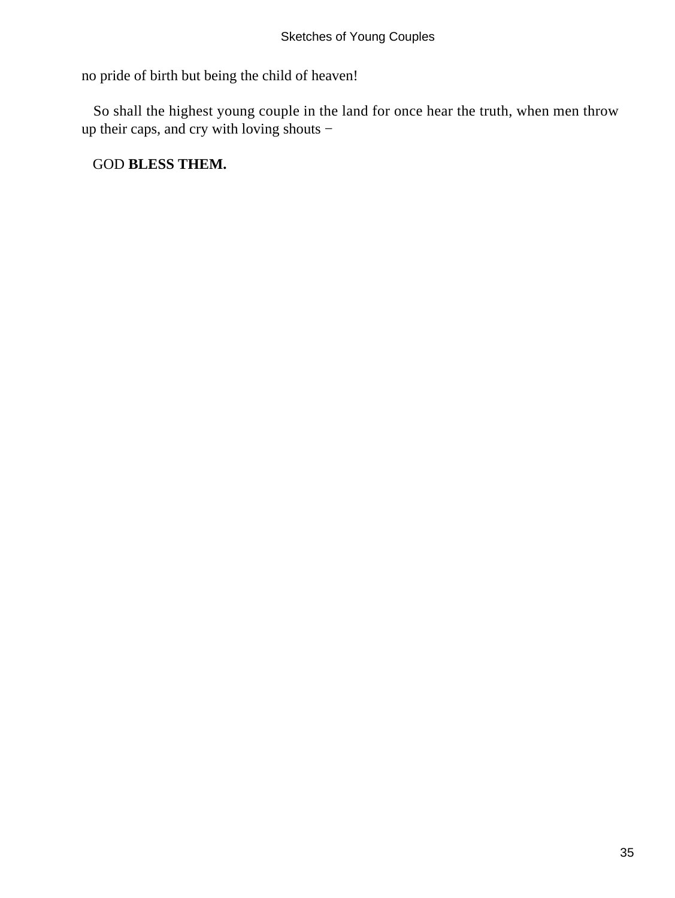no pride of birth but being the child of heaven!

So shall the highest young couple in the land for once hear the truth, when men throw up their caps, and cry with loving shouts −

GOD **BLESS THEM.**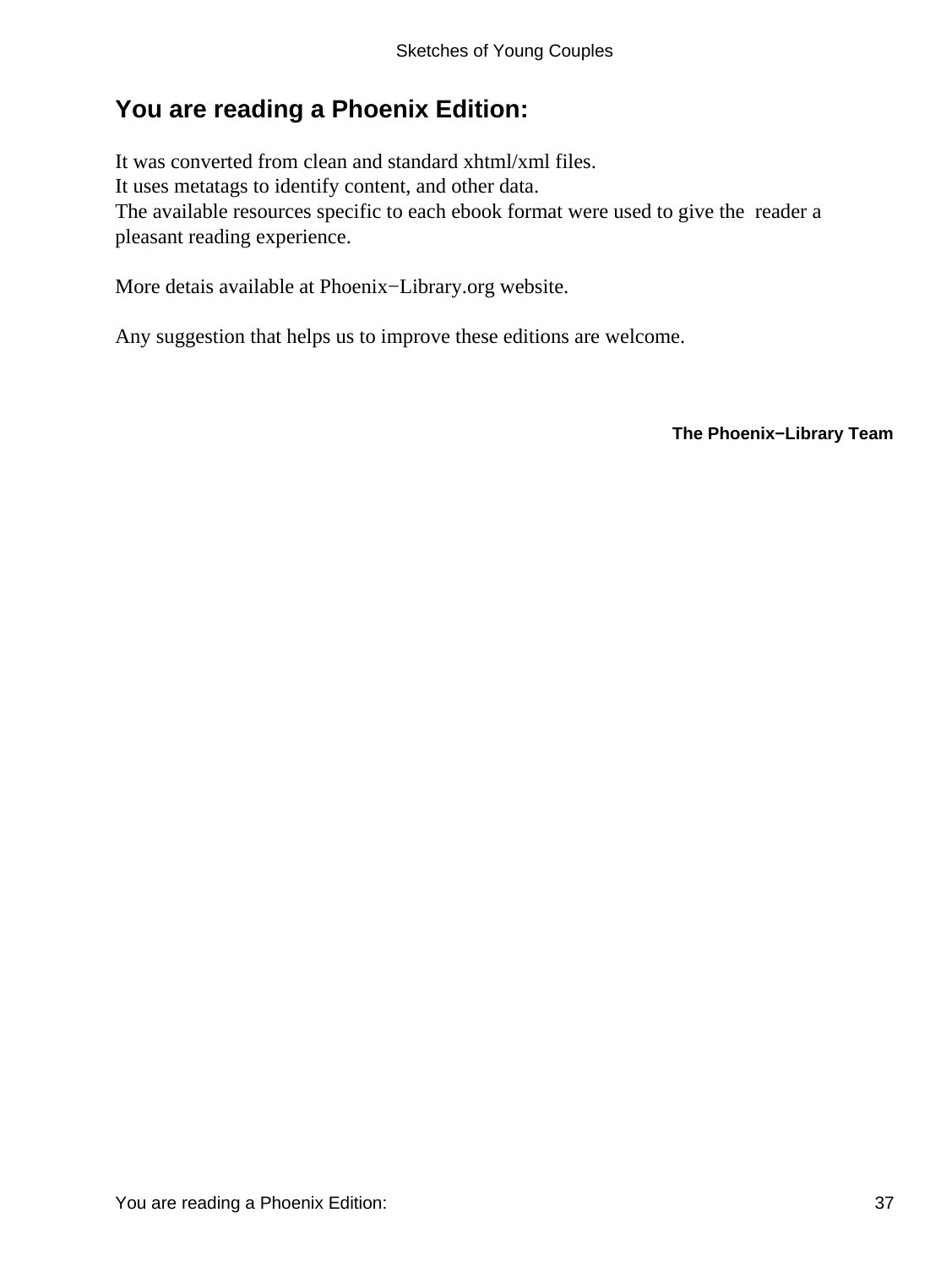## You are reading a Phoenix Edition:

It was converted from clean and standard xhtml/xml files.
It uses metatags to identify content, and other data.
The available resources specific to each ebook format were used to give the reader a pleasant reading experience.

More detais available at Phoenix−Library.org website.

Any suggestion that helps us to improve these editions are welcome.

**The Phoenix−Library Team**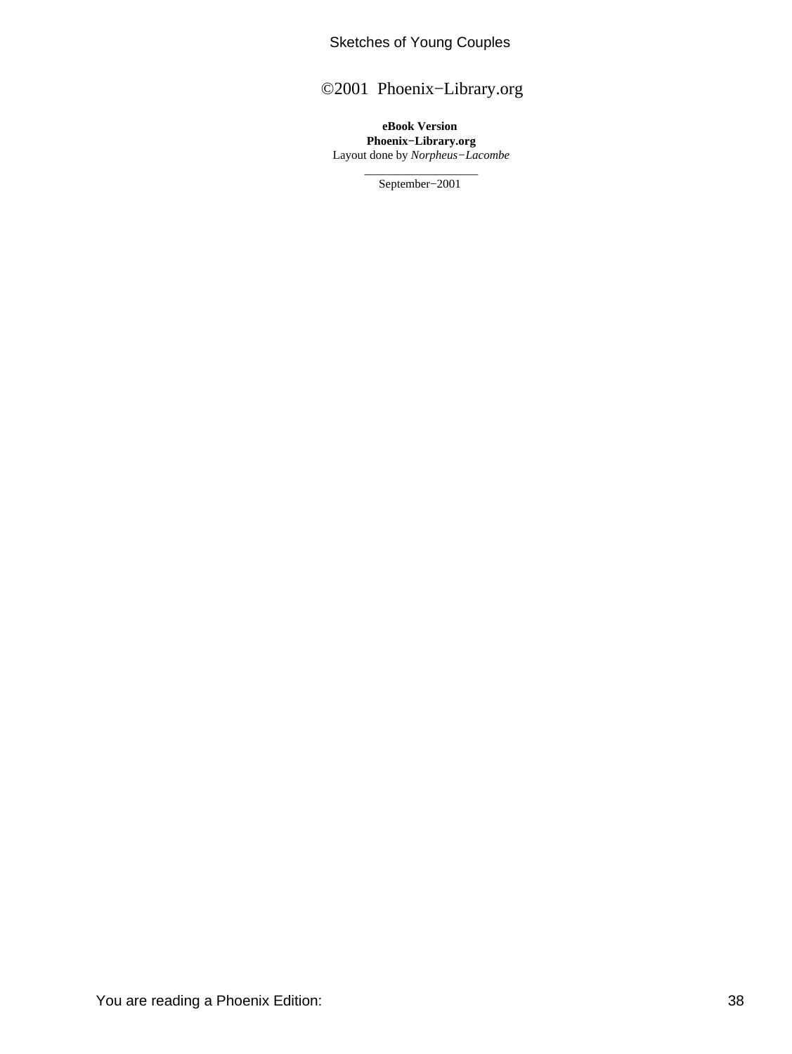©2001 Phoenix−Library.org

**eBook Version**
**Phoenix−Library.org**
Layout done by *Norpheus−Lacombe*

___________________

September−2001